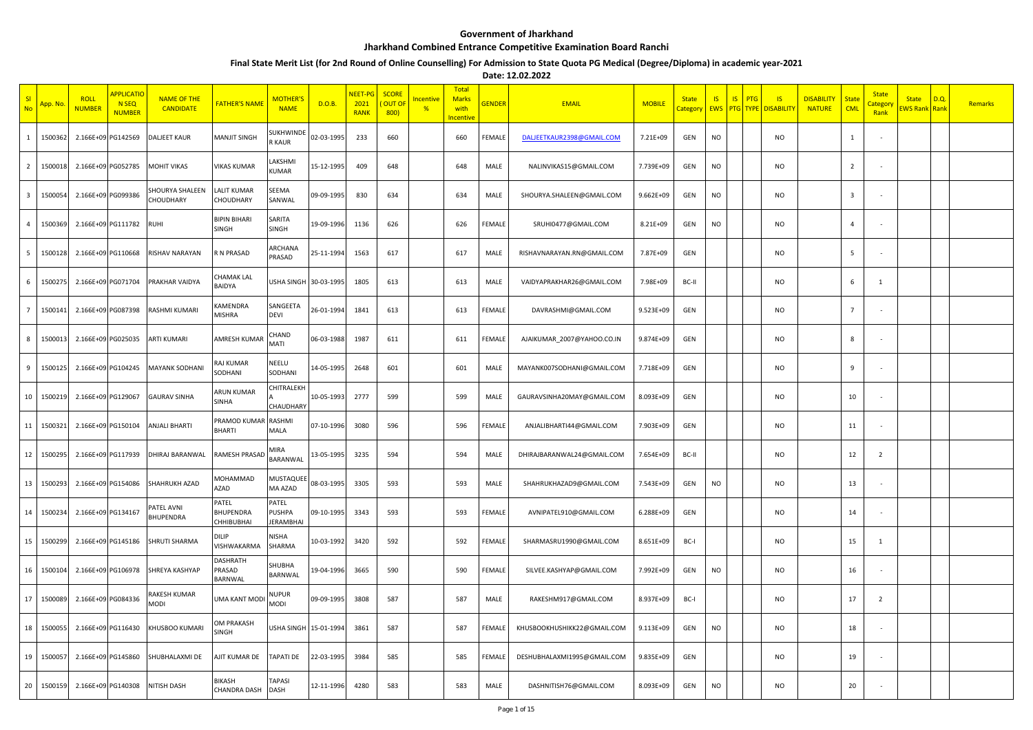# Government of Jharkhand

## Jharkhand Combined Entrance Competitive Examination Board Ranchi

### Final State Merit List (for 2nd Round of Online Counselling) For Admission to State Quota PG Medical (Degree/Diploma) in academic year-2021

**Date: 12.02.2022**

| Sl No | App. No. | ROLL NUMBER | APPLICATION SEQ NUMBER | NAME OF THE CANDIDATE | FATHER'S NAME | MOTHER'S NAME | D.O.B. | NEET-PG 2021 RANK | SCORE ( OUT OF 800) | Incentive % | Total Marks with Incentive | GENDER | EMAIL | MOBILE | State Category | IS EWS | IS PTG | PTG TYPE | IS DISABILITY | DISABILITY NATURE | State CML | State Category Rank | State EWS Rank | D.Q. Rank | Remarks |
|---|---|---|---|---|---|---|---|---|---|---|---|---|---|---|---|---|---|---|---|---|---|---|---|---|---|
| 1 | 1500362 | 2.166E+09 | PG142569 | DALJEET KAUR | MANJIT SINGH | SUKHWINDER KAUR | 02-03-1995 | 233 | 660 | | 660 | FEMALE | DALJEETKAUR2398@GMAIL.COM | 7.21E+09 | GEN | NO | | | NO | | 1 | - | | | |
| 2 | 1500018 | 2.166E+09 | PG052785 | MOHIT VIKAS | VIKAS KUMAR | LAKSHMI KUMAR | 15-12-1995 | 409 | 648 | | 648 | MALE | NALINVIKAS15@GMAIL.COM | 7.739E+09 | GEN | NO | | | NO | | 2 | - | | | |
| 3 | 1500054 | 2.166E+09 | PG099386 | SHOURYA SHALEEN CHOUDHARY | LALIT KUMAR CHOUDHARY | SEEMA SANWAL | 09-09-1995 | 830 | 634 | | 634 | MALE | SHOURYA.SHALEEN@GMAIL.COM | 9.662E+09 | GEN | NO | | | NO | | 3 | - | | | |
| 4 | 1500369 | 2.166E+09 | PG111782 | RUHI | BIPIN BIHARI SINGH | SARITA SINGH | 19-09-1996 | 1136 | 626 | | 626 | FEMALE | SRUHI0477@GMAIL.COM | 8.21E+09 | GEN | NO | | | NO | | 4 | - | | | |
| 5 | 1500128 | 2.166E+09 | PG110668 | RISHAV NARAYAN | R N PRASAD | ARCHANA PRASAD | 25-11-1994 | 1563 | 617 | | 617 | MALE | RISHAVNARAYAN.RN@GMAIL.COM | 7.87E+09 | GEN | | | | NO | | 5 | - | | | |
| 6 | 1500275 | 2.166E+09 | PG071704 | PRAKHAR VAIDYA | CHAMAK LAL BAIDYA | USHA SINGH | 30-03-1995 | 1805 | 613 | | 613 | MALE | VAIDYAPRAKHAR26@GMAIL.COM | 7.98E+09 | BC-II | | | | NO | | 6 | 1 | | | |
| 7 | 1500141 | 2.166E+09 | PG087398 | RASHMI KUMARI | KAMENDRA MISHRA | SANGEETA DEVI | 26-01-1994 | 1841 | 613 | | 613 | FEMALE | DAVRASHMI@GMAIL.COM | 9.523E+09 | GEN | | | | NO | | 7 | - | | | |
| 8 | 1500013 | 2.166E+09 | PG025035 | ARTI KUMARI | AMRESH KUMAR | CHAND MATI | 06-03-1988 | 1987 | 611 | | 611 | FEMALE | AJAIKUMAR_2007@YAHOO.CO.IN | 9.874E+09 | GEN | | | | NO | | 8 | - | | | |
| 9 | 1500125 | 2.166E+09 | PG104245 | MAYANK SODHANI | RAJ KUMAR SODHANI | NEELU SODHANI | 14-05-1995 | 2648 | 601 | | 601 | MALE | MAYANK007SODHANI@GMAIL.COM | 7.718E+09 | GEN | | | | NO | | 9 | - | | | |
| 10 | 1500219 | 2.166E+09 | PG129067 | GAURAV SINHA | ARUN KUMAR SINHA | CHITRALEKHA CHAUDHARY | 10-05-1993 | 2777 | 599 | | 599 | MALE | GAURAVSINHA20MAY@GMAIL.COM | 8.093E+09 | GEN | | | | NO | | 10 | - | | | |
| 11 | 1500321 | 2.166E+09 | PG150104 | ANJALI BHARTI | PRAMOD KUMAR BHARTI | RASHMI MALA | 07-10-1996 | 3080 | 596 | | 596 | FEMALE | ANJALIBHARTI44@GMAIL.COM | 7.903E+09 | GEN | | | | NO | | 11 | - | | | |
| 12 | 1500295 | 2.166E+09 | PG117939 | DHIRAJ BARANWAL | RAMESH PRASAD | MIRA BARANWAL | 13-05-1995 | 3235 | 594 | | 594 | MALE | DHIRAJBARANWAL24@GMAIL.COM | 7.654E+09 | BC-II | | | | NO | | 12 | 2 | | | |
| 13 | 1500293 | 2.166E+09 | PG154086 | SHAHRUKH AZAD | MOHAMMAD AZAD | MUSTAQUEEMA AZAD | 08-03-1995 | 3305 | 593 | | 593 | MALE | SHAHRUKHAZAD9@GMAIL.COM | 7.543E+09 | GEN | NO | | | NO | | 13 | - | | | |
| 14 | 1500234 | 2.166E+09 | PG134167 | PATEL AVNI BHUPENDRA | PATEL BHUPENDRA CHHIBUBHAI | PATEL PUSHPA JERAMBHAI | 09-10-1995 | 3343 | 593 | | 593 | FEMALE | AVNIPATEL910@GMAIL.COM | 6.288E+09 | GEN | | | | NO | | 14 | - | | | |
| 15 | 1500299 | 2.166E+09 | PG145186 | SHRUTI SHARMA | DILIP VISHWAKARMA | NISHA SHARMA | 10-03-1992 | 3420 | 592 | | 592 | FEMALE | SHARMASRU1990@GMAIL.COM | 8.651E+09 | BC-I | | | | NO | | 15 | 1 | | | |
| 16 | 1500104 | 2.166E+09 | PG106978 | SHREYA KASHYAP | DASHRATH PRASAD BARNWAL | SHUBHA BARNWAL | 19-04-1996 | 3665 | 590 | | 590 | FEMALE | SILVEE.KASHYAP@GMAIL.COM | 7.992E+09 | GEN | NO | | | NO | | 16 | - | | | |
| 17 | 1500089 | 2.166E+09 | PG084336 | RAKESH KUMAR MODI | UMA KANT MODI | NUPUR MODI | 09-09-1995 | 3808 | 587 | | 587 | MALE | RAKESHM917@GMAIL.COM | 8.937E+09 | BC-I | | | | NO | | 17 | 2 | | | |
| 18 | 1500055 | 2.166E+09 | PG116430 | KHUSBOO KUMARI | OM PRAKASH SINGH | USHA SINGH | 15-01-1994 | 3861 | 587 | | 587 | FEMALE | KHUSBOOKHUSHIKK22@GMAIL.COM | 9.113E+09 | GEN | NO | | | NO | | 18 | - | | | |
| 19 | 1500057 | 2.166E+09 | PG145860 | SHUBHALAXMI DE | AJIT KUMAR DE | TAPATI DE | 22-03-1995 | 3984 | 585 | | 585 | FEMALE | DESHUBHALAXMI1995@GMAIL.COM | 9.835E+09 | GEN | | | | NO | | 19 | - | | | |
| 20 | 1500159 | 2.166E+09 | PG140308 | NITISH DASH | BIKASH CHANDRA DASH | TAPASI DASH | 12-11-1996 | 4280 | 583 | | 583 | MALE | DASHNITISH76@GMAIL.COM | 8.093E+09 | GEN | NO | | | NO | | 20 | - | | | |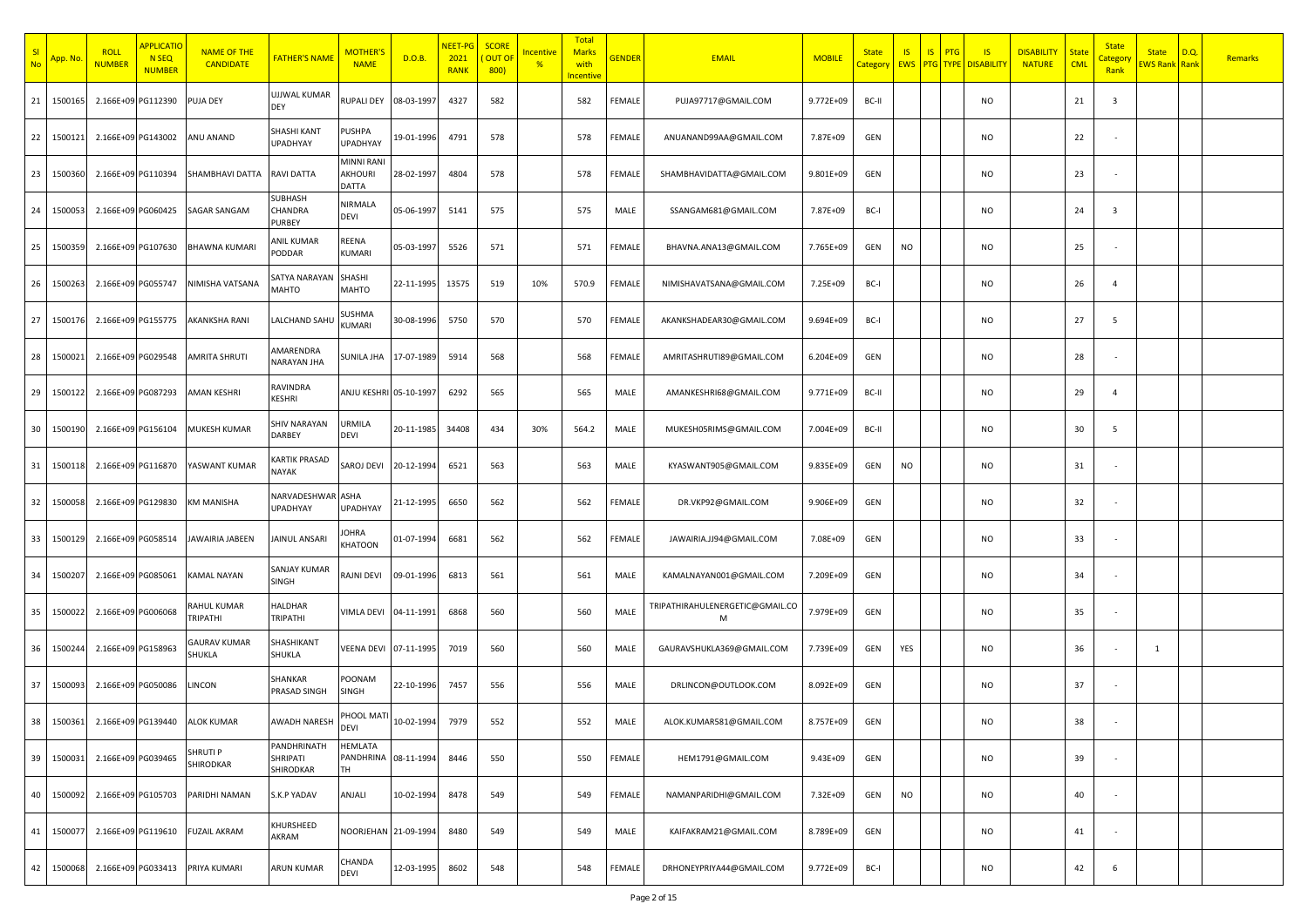| Sl No | App. No. | ROLL NUMBER | APPLICATION SEQ NUMBER | NAME OF THE CANDIDATE | FATHER'S NAME | MOTHER'S NAME | D.O.B. | NEET-PG 2021 RANK | SCORE ( OUT OF 800) | Incentive % | Total Marks with Incentive | GENDER | EMAIL | MOBILE | State Category | IS EWS | IS PTG | PTG TYPE | IS DISABILITY | DISABILITY NATURE | State CML | State Category Rank | State EWS Rank | D.Q. Rank | Remarks |
|---|---|---|---|---|---|---|---|---|---|---|---|---|---|---|---|---|---|---|---|---|---|---|---|---|---|
| 21 | 1500165 | 2.166E+09 | PG112390 | PUJA DEY | UJJWAL KUMAR DEY | RUPALI DEY | 08-03-1997 | 4327 | 582 | | 582 | FEMALE | PUJA97717@GMAIL.COM | 9.772E+09 | BC-II | | | | NO | | 21 | 3 | | | |
| 22 | 1500121 | 2.166E+09 | PG143002 | ANU ANAND | SHASHI KANT UPADHYAY | PUSHPA UPADHYAY | 19-01-1996 | 4791 | 578 | | 578 | FEMALE | ANUANAND99AA@GMAIL.COM | 7.87E+09 | GEN | | | | NO | | 22 | - | | | |
| 23 | 1500360 | 2.166E+09 | PG110394 | SHAMBHAVI DATTA | RAVI DATTA | MINNI RANI AKHOURI DATTA | 28-02-1997 | 4804 | 578 | | 578 | FEMALE | SHAMBHAVIDATTA@GMAIL.COM | 9.801E+09 | GEN | | | | NO | | 23 | - | | | |
| 24 | 1500053 | 2.166E+09 | PG060425 | SAGAR SANGAM | SUBHASH CHANDRA PURBEY | NIRMALA DEVI | 05-06-1997 | 5141 | 575 | | 575 | MALE | SSANGAM681@GMAIL.COM | 7.87E+09 | BC-I | | | | NO | | 24 | 3 | | | |
| 25 | 1500359 | 2.166E+09 | PG107630 | BHAWNA KUMARI | ANIL KUMAR PODDAR | REENA KUMARI | 05-03-1997 | 5526 | 571 | | 571 | FEMALE | BHAVNA.ANA13@GMAIL.COM | 7.765E+09 | GEN | NO | | | NO | | 25 | - | | | |
| 26 | 1500263 | 2.166E+09 | PG055747 | NIMISHA VATSANA | SATYA NARAYAN MAHTO | SHASHI MAHTO | 22-11-1995 | 13575 | 519 | 10% | 570.9 | FEMALE | NIMISHAVATSANA@GMAIL.COM | 7.25E+09 | BC-I | | | | NO | | 26 | 4 | | | |
| 27 | 1500176 | 2.166E+09 | PG155775 | AKANKSHA RANI | LALCHAND SAHU | SUSHMA KUMARI | 30-08-1996 | 5750 | 570 | | 570 | FEMALE | AKANKSHADEAR30@GMAIL.COM | 9.694E+09 | BC-I | | | | NO | | 27 | 5 | | | |
| 28 | 1500021 | 2.166E+09 | PG029548 | AMRITA SHRUTI | AMARENDRA NARAYAN JHA | SUNILA JHA | 17-07-1989 | 5914 | 568 | | 568 | FEMALE | AMRITASHRUTI89@GMAIL.COM | 6.204E+09 | GEN | | | | NO | | 28 | - | | | |
| 29 | 1500122 | 2.166E+09 | PG087293 | AMAN KESHRI | RAVINDRA KESHRI | ANJU KESHRI | 05-10-1997 | 6292 | 565 | | 565 | MALE | AMANKESHRI68@GMAIL.COM | 9.771E+09 | BC-II | | | | NO | | 29 | 4 | | | |
| 30 | 1500190 | 2.166E+09 | PG156104 | MUKESH KUMAR | SHIV NARAYAN DARBEY | URMILA DEVI | 20-11-1985 | 34408 | 434 | 30% | 564.2 | MALE | MUKESH05RIMS@GMAIL.COM | 7.004E+09 | BC-II | | | | NO | | 30 | 5 | | | |
| 31 | 1500118 | 2.166E+09 | PG116870 | YASWANT KUMAR | KARTIK PRASAD NAYAK | SAROJ DEVI | 20-12-1994 | 6521 | 563 | | 563 | MALE | KYASWANT905@GMAIL.COM | 9.835E+09 | GEN | NO | | | NO | | 31 | - | | | |
| 32 | 1500058 | 2.166E+09 | PG129830 | KM MANISHA | NARVADESHWAR UPADHYAY | ASHA UPADHYAY | 21-12-1995 | 6650 | 562 | | 562 | FEMALE | DR.VKP92@GMAIL.COM | 9.906E+09 | GEN | | | | NO | | 32 | - | | | |
| 33 | 1500129 | 2.166E+09 | PG058514 | JAWAIRIA JABEEN | JAINUL ANSARI | JOHRA KHATOON | 01-07-1994 | 6681 | 562 | | 562 | FEMALE | JAWAIRIA.JJ94@GMAIL.COM | 7.08E+09 | GEN | | | | NO | | 33 | - | | | |
| 34 | 1500207 | 2.166E+09 | PG085061 | KAMAL NAYAN | SANJAY KUMAR SINGH | RAJNI DEVI | 09-01-1996 | 6813 | 561 | | 561 | MALE | KAMALNAYAN001@GMAIL.COM | 7.209E+09 | GEN | | | | NO | | 34 | - | | | |
| 35 | 1500022 | 2.166E+09 | PG006068 | RAHUL KUMAR TRIPATHI | HALDHAR TRIPATHI | VIMLA DEVI | 04-11-1991 | 6868 | 560 | | 560 | MALE | TRIPATHIRAHULENERGETIC@GMAIL.COM | 7.979E+09 | GEN | | | | NO | | 35 | - | | | |
| 36 | 1500244 | 2.166E+09 | PG158963 | GAURAV KUMAR SHUKLA | SHASHIKANT SHUKLA | VEENA DEVI | 07-11-1995 | 7019 | 560 | | 560 | MALE | GAURAVSHUKLA369@GMAIL.COM | 7.739E+09 | GEN | YES | | | NO | | 36 | - | 1 | | |
| 37 | 1500093 | 2.166E+09 | PG050086 | LINCON | SHANKAR PRASAD SINGH | POONAM SINGH | 22-10-1996 | 7457 | 556 | | 556 | MALE | DRLINCON@OUTLOOK.COM | 8.092E+09 | GEN | | | | NO | | 37 | - | | | |
| 38 | 1500361 | 2.166E+09 | PG139440 | ALOK KUMAR | AWADH NARESH | PHOOL MATI DEVI | 10-02-1994 | 7979 | 552 | | 552 | MALE | ALOK.KUMAR581@GMAIL.COM | 8.757E+09 | GEN | | | | NO | | 38 | - | | | |
| 39 | 1500031 | 2.166E+09 | PG039465 | SHRUTI P SHIRODKAR | PANDHRINATH SHRIPATI SHIRODKAR | HEMLATA PANDHRINATH | 08-11-1994 | 8446 | 550 | | 550 | FEMALE | HEM1791@GMAIL.COM | 9.43E+09 | GEN | | | | NO | | 39 | - | | | |
| 40 | 1500092 | 2.166E+09 | PG105703 | PARIDHI NAMAN | S.K.P YADAV | ANJALI | 10-02-1994 | 8478 | 549 | | 549 | FEMALE | NAMANPARIDHI@GMAIL.COM | 7.32E+09 | GEN | NO | | | NO | | 40 | - | | | |
| 41 | 1500077 | 2.166E+09 | PG119610 | FUZAIL AKRAM | KHURSHEED AKRAM | NOORJEHAN | 21-09-1994 | 8480 | 549 | | 549 | MALE | KAIFAKRAM21@GMAIL.COM | 8.789E+09 | GEN | | | | NO | | 41 | - | | | |
| 42 | 1500068 | 2.166E+09 | PG033413 | PRIYA KUMARI | ARUN KUMAR | CHANDA DEVI | 12-03-1995 | 8602 | 548 | | 548 | FEMALE | DRHONEYPRIYA44@GMAIL.COM | 9.772E+09 | BC-I | | | | NO | | 42 | 6 | | | |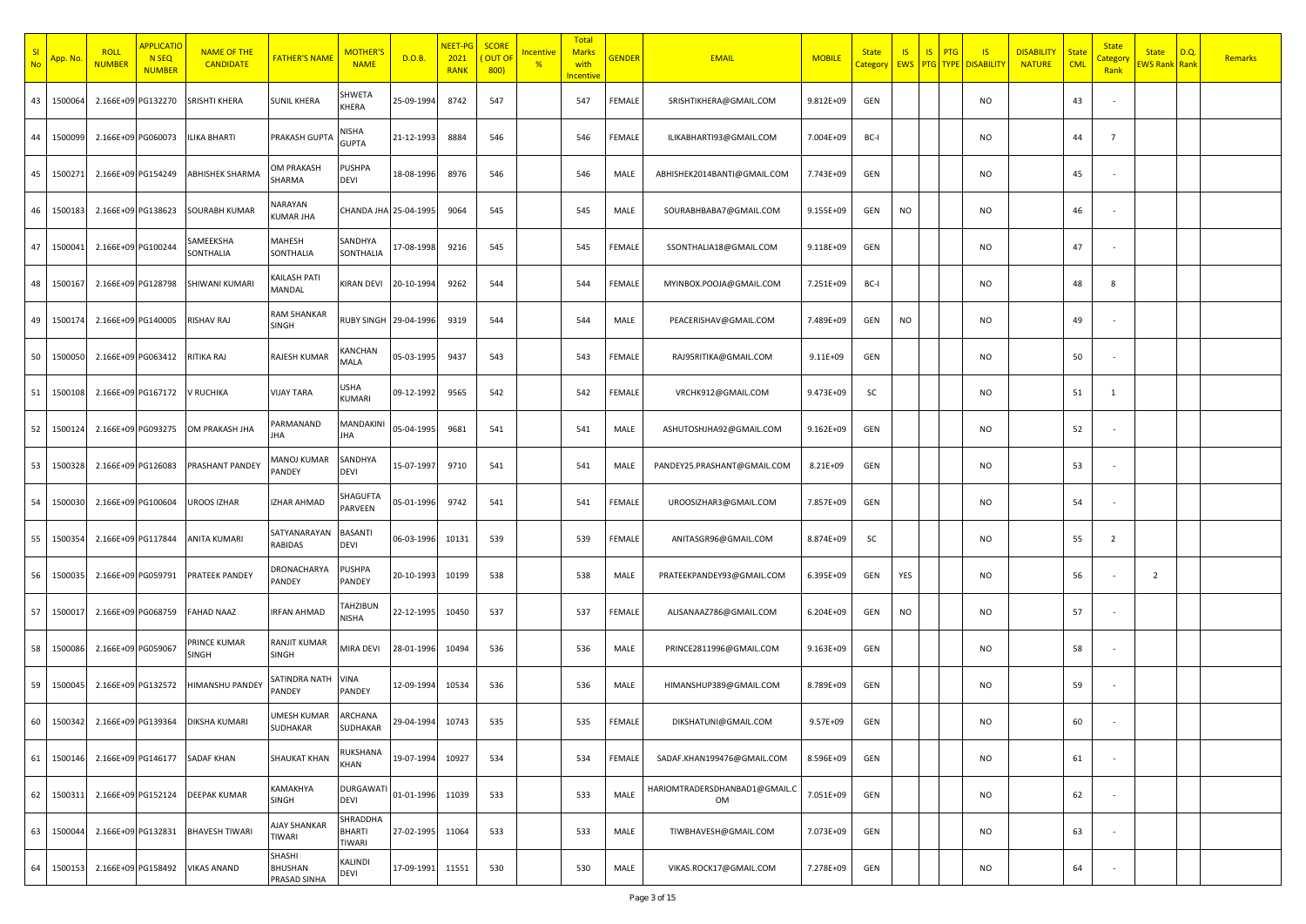| Sl No | App. No. | ROLL NUMBER | APPLICATION SEQ NUMBER | NAME OF THE CANDIDATE | FATHER'S NAME | MOTHER'S NAME | D.O.B. | NEET-PG 2021 RANK | SCORE ( OUT OF 800) | Incentive % | Total Marks with Incentive | GENDER | EMAIL | MOBILE | State Category | IS EWS | IS PTG | PTG TYPE | IS DISABILITY | DISABILITY NATURE | State CML | State Category Rank | State EWS Rank | D.Q. Rank | Remarks |
|---|---|---|---|---|---|---|---|---|---|---|---|---|---|---|---|---|---|---|---|---|---|---|---|---|---|
| 43 | 1500064 | 2.166E+09 | PG132270 | SRISHTI KHERA | SUNIL KHERA | SHWETA KHERA | 25-09-1994 | 8742 | 547 | | 547 | FEMALE | SRISHTIKHERA@GMAIL.COM | 9.812E+09 | GEN | | | | NO | | 43 | - | | | |
| 44 | 1500099 | 2.166E+09 | PG060073 | ILIKA BHARTI | PRAKASH GUPTA | NISHA GUPTA | 21-12-1993 | 8884 | 546 | | 546 | FEMALE | ILIKABHARTI93@GMAIL.COM | 7.004E+09 | BC-I | | | | NO | | 44 | 7 | | | |
| 45 | 1500271 | 2.166E+09 | PG154249 | ABHISHEK SHARMA | OM PRAKASH SHARMA | PUSHPA DEVI | 18-08-1996 | 8976 | 546 | | 546 | MALE | ABHISHEK2014BANTI@GMAIL.COM | 7.743E+09 | GEN | | | | NO | | 45 | - | | | |
| 46 | 1500183 | 2.166E+09 | PG138623 | SOURABH KUMAR | NARAYAN KUMAR JHA | CHANDA JHA | 25-04-1995 | 9064 | 545 | | 545 | MALE | SOURABHBABA7@GMAIL.COM | 9.155E+09 | GEN | NO | | | NO | | 46 | - | | | |
| 47 | 1500041 | 2.166E+09 | PG100244 | SAMEEKSHA SONTHALIA | MAHESH SONTHALIA | SANDHYA SONTHALIA | 17-08-1998 | 9216 | 545 | | 545 | FEMALE | SSONTHALIA18@GMAIL.COM | 9.118E+09 | GEN | | | | NO | | 47 | - | | | |
| 48 | 1500167 | 2.166E+09 | PG128798 | SHIWANI KUMARI | KAILASH PATI MANDAL | KIRAN DEVI | 20-10-1994 | 9262 | 544 | | 544 | FEMALE | MYINBOX.POOJA@GMAIL.COM | 7.251E+09 | BC-I | | | | NO | | 48 | 8 | | | |
| 49 | 1500174 | 2.166E+09 | PG140005 | RISHAV RAJ | RAM SHANKAR SINGH | RUBY SINGH | 29-04-1996 | 9319 | 544 | | 544 | MALE | PEACERISHAV@GMAIL.COM | 7.489E+09 | GEN | NO | | | NO | | 49 | - | | | |
| 50 | 1500050 | 2.166E+09 | PG063412 | RITIKA RAJ | RAJESH KUMAR | KANCHAN MALA | 05-03-1995 | 9437 | 543 | | 543 | FEMALE | RAJ95RITIKA@GMAIL.COM | 9.11E+09 | GEN | | | | NO | | 50 | - | | | |
| 51 | 1500108 | 2.166E+09 | PG167172 | V RUCHIKA | VIJAY TARA | USHA KUMARI | 09-12-1992 | 9565 | 542 | | 542 | FEMALE | VRCHK912@GMAIL.COM | 9.473E+09 | SC | | | | NO | | 51 | 1 | | | |
| 52 | 1500124 | 2.166E+09 | PG093275 | OM PRAKASH JHA | PARMANAND JHA | MANDAKINI JHA | 05-04-1995 | 9681 | 541 | | 541 | MALE | ASHUTOSHJHA92@GMAIL.COM | 9.162E+09 | GEN | | | | NO | | 52 | - | | | |
| 53 | 1500328 | 2.166E+09 | PG126083 | PRASHANT PANDEY | MANOJ KUMAR PANDEY | SANDHYA DEVI | 15-07-1997 | 9710 | 541 | | 541 | MALE | PANDEY25.PRASHANT@GMAIL.COM | 8.21E+09 | GEN | | | | NO | | 53 | - | | | |
| 54 | 1500030 | 2.166E+09 | PG100604 | UROOS IZHAR | IZHAR AHMAD | SHAGUFTA PARVEEN | 05-01-1996 | 9742 | 541 | | 541 | FEMALE | UROOSIZHAR3@GMAIL.COM | 7.857E+09 | GEN | | | | NO | | 54 | - | | | |
| 55 | 1500354 | 2.166E+09 | PG117844 | ANITA KUMARI | SATYANARAYAN RABIDAS | BASANTI DEVI | 06-03-1996 | 10131 | 539 | | 539 | FEMALE | ANITASGR96@GMAIL.COM | 8.874E+09 | SC | | | | NO | | 55 | 2 | | | |
| 56 | 1500035 | 2.166E+09 | PG059791 | PRATEEK PANDEY | DRONACHARYA PANDEY | PUSHPA PANDEY | 20-10-1993 | 10199 | 538 | | 538 | MALE | PRATEEKPANDEY93@GMAIL.COM | 6.395E+09 | GEN | YES | | | NO | | 56 | - | 2 | | |
| 57 | 1500017 | 2.166E+09 | PG068759 | FAHAD NAAZ | IRFAN AHMAD | TAHZIBUN NISHA | 22-12-1995 | 10450 | 537 | | 537 | FEMALE | ALISANAAZ786@GMAIL.COM | 6.204E+09 | GEN | NO | | | NO | | 57 | - | | | |
| 58 | 1500086 | 2.166E+09 | PG059067 | PRINCE KUMAR SINGH | RANJIT KUMAR SINGH | MIRA DEVI | 28-01-1996 | 10494 | 536 | | 536 | MALE | PRINCE2811996@GMAIL.COM | 9.163E+09 | GEN | | | | NO | | 58 | - | | | |
| 59 | 1500045 | 2.166E+09 | PG132572 | HIMANSHU PANDEY | SATINDRA NATH PANDEY | VINA PANDEY | 12-09-1994 | 10534 | 536 | | 536 | MALE | HIMANSHUP389@GMAIL.COM | 8.789E+09 | GEN | | | | NO | | 59 | - | | | |
| 60 | 1500342 | 2.166E+09 | PG139364 | DIKSHA KUMARI | UMESH KUMAR SUDHAKAR | ARCHANA SUDHAKAR | 29-04-1994 | 10743 | 535 | | 535 | FEMALE | DIKSHATUNI@GMAIL.COM | 9.57E+09 | GEN | | | | NO | | 60 | - | | | |
| 61 | 1500146 | 2.166E+09 | PG146177 | SADAF KHAN | SHAUKAT KHAN | RUKSHANA KHAN | 19-07-1994 | 10927 | 534 | | 534 | FEMALE | SADAF.KHAN199476@GMAIL.COM | 8.596E+09 | GEN | | | | NO | | 61 | - | | | |
| 62 | 1500311 | 2.166E+09 | PG152124 | DEEPAK KUMAR | KAMAKHYA SINGH | DURGAWATI DEVI | 01-01-1996 | 11039 | 533 | | 533 | MALE | HARIOMTRADERSDHANBAD1@GMAIL.COM | 7.051E+09 | GEN | | | | NO | | 62 | - | | | |
| 63 | 1500044 | 2.166E+09 | PG132831 | BHAVESH TIWARI | AJAY SHANKAR TIWARI | SHRADDHA BHARTI TIWARI | 27-02-1995 | 11064 | 533 | | 533 | MALE | TIWBHAVESH@GMAIL.COM | 7.073E+09 | GEN | | | | NO | | 63 | - | | | |
| 64 | 1500153 | 2.166E+09 | PG158492 | VIKAS ANAND | SHASHI BHUSHAN PRASAD SINHA | KALINDI DEVI | 17-09-1991 | 11551 | 530 | | 530 | MALE | VIKAS.ROCK17@GMAIL.COM | 7.278E+09 | GEN | | | | NO | | 64 | - | | | |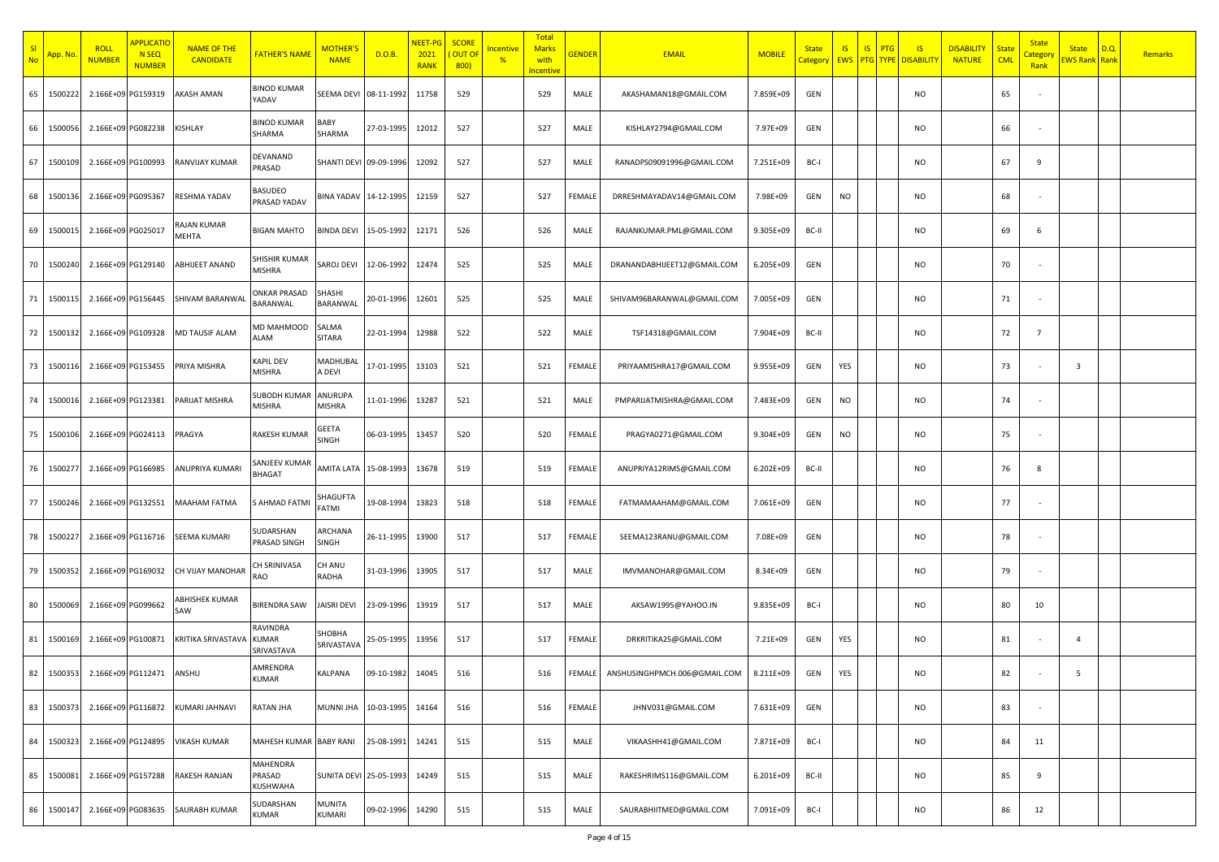| Sl No | App. No. | ROLL NUMBER | APPLICATION SEQ NUMBER | NAME OF THE CANDIDATE | FATHER'S NAME | MOTHER'S NAME | D.O.B. | NEET-PG 2021 RANK | SCORE ( OUT OF 800) | Incentive % | Total Marks with Incentive | GENDER | EMAIL | MOBILE | State Category | IS EWS | IS PTG | PTG TYPE | IS DISABILITY | DISABILITY NATURE | State CML | State Category Rank | State EWS Rank | D.Q. Rank | Remarks |
|---|---|---|---|---|---|---|---|---|---|---|---|---|---|---|---|---|---|---|---|---|---|---|---|---|---|
| 65 | 1500222 | 2.166E+09 | PG159319 | AKASH AMAN | BINOD KUMAR YADAV | SEEMA DEVI | 08-11-1992 | 11758 | 529 | | 529 | MALE | AKASHAMAN18@GMAIL.COM | 7.859E+09 | GEN | | | | NO | | 65 | - | | | |
| 66 | 1500056 | 2.166E+09 | PG082238 | KISHLAY | BINOD KUMAR SHARMA | BABY SHARMA | 27-03-1995 | 12012 | 527 | | 527 | MALE | KISHLAY2794@GMAIL.COM | 7.97E+09 | GEN | | | | NO | | 66 | - | | | |
| 67 | 1500109 | 2.166E+09 | PG100993 | RANVIJAY KUMAR | DEVANAND PRASAD | SHANTI DEVI | 09-09-1996 | 12092 | 527 | | 527 | MALE | RANADPS09091996@GMAIL.COM | 7.251E+09 | BC-I | | | | NO | | 67 | 9 | | | |
| 68 | 1500136 | 2.166E+09 | PG095367 | RESHMA YADAV | BASUDEO PRASAD YADAV | BINA YADAV | 14-12-1995 | 12159 | 527 | | 527 | FEMALE | DRRESHMAYADAV14@GMAIL.COM | 7.98E+09 | GEN | NO | | | NO | | 68 | - | | | |
| 69 | 1500015 | 2.166E+09 | PG025017 | RAJAN KUMAR MEHTA | BIGAN MAHTO | BINDA DEVI | 15-05-1992 | 12171 | 526 | | 526 | MALE | RAJANKUMAR.PML@GMAIL.COM | 9.305E+09 | BC-II | | | | NO | | 69 | 6 | | | |
| 70 | 1500240 | 2.166E+09 | PG129140 | ABHIJEET ANAND | SHISHIR KUMAR MISHRA | SAROJ DEVI | 12-06-1992 | 12474 | 525 | | 525 | MALE | DRANANDABHIJEET12@GMAIL.COM | 6.205E+09 | GEN | | | | NO | | 70 | - | | | |
| 71 | 1500115 | 2.166E+09 | PG156445 | SHIVAM BARANWAL | ONKAR PRASAD BARANWAL | SHASHI BARANWAL | 20-01-1996 | 12601 | 525 | | 525 | MALE | SHIVAM96BARANWAL@GMAIL.COM | 7.005E+09 | GEN | | | | NO | | 71 | - | | | |
| 72 | 1500132 | 2.166E+09 | PG109328 | MD TAUSIF ALAM | MD MAHMOOD ALAM | SALMA SITARA | 22-01-1994 | 12988 | 522 | | 522 | MALE | TSF14318@GMAIL.COM | 7.904E+09 | BC-II | | | | NO | | 72 | 7 | | | |
| 73 | 1500116 | 2.166E+09 | PG153455 | PRIYA MISHRA | KAPIL DEV MISHRA | MADHUBALA DEVI | 17-01-1995 | 13103 | 521 | | 521 | FEMALE | PRIYAAMISHRA17@GMAIL.COM | 9.955E+09 | GEN | YES | | | NO | | 73 | - | 3 | | |
| 74 | 1500016 | 2.166E+09 | PG123381 | PARIJAT MISHRA | SUBODH KUMAR MISHRA | ANURUPA MISHRA | 11-01-1996 | 13287 | 521 | | 521 | MALE | PMPARIJATMISHRA@GMAIL.COM | 7.483E+09 | GEN | NO | | | NO | | 74 | - | | | |
| 75 | 1500106 | 2.166E+09 | PG024113 | PRAGYA | RAKESH KUMAR | GEETA SINGH | 06-03-1995 | 13457 | 520 | | 520 | FEMALE | PRAGYA0271@GMAIL.COM | 9.304E+09 | GEN | NO | | | NO | | 75 | - | | | |
| 76 | 1500277 | 2.166E+09 | PG166985 | ANUPRIYA KUMARI | SANJEEV KUMAR BHAGAT | AMITA LATA | 15-08-1993 | 13678 | 519 | | 519 | FEMALE | ANUPRIYA12RIMS@GMAIL.COM | 6.202E+09 | BC-II | | | | NO | | 76 | 8 | | | |
| 77 | 1500246 | 2.166E+09 | PG132551 | MAAHAM FATMA | S AHMAD FATMI | SHAGUFTA FATMI | 19-08-1994 | 13823 | 518 | | 518 | FEMALE | FATMAMAAHAM@GMAIL.COM | 7.061E+09 | GEN | | | | NO | | 77 | - | | | |
| 78 | 1500227 | 2.166E+09 | PG116716 | SEEMA KUMARI | SUDARSHAN PRASAD SINGH | ARCHANA SINGH | 26-11-1995 | 13900 | 517 | | 517 | FEMALE | SEEMA123RANU@GMAIL.COM | 7.08E+09 | GEN | | | | NO | | 78 | - | | | |
| 79 | 1500352 | 2.166E+09 | PG169032 | CH VIJAY MANOHAR | CH SRINIVASA RAO | CH ANU RADHA | 31-03-1996 | 13905 | 517 | | 517 | MALE | IMVMANOHAR@GMAIL.COM | 8.34E+09 | GEN | | | | NO | | 79 | - | | | |
| 80 | 1500069 | 2.166E+09 | PG099662 | ABHISHEK KUMAR SAW | BIRENDRA SAW | JAISRI DEVI | 23-09-1996 | 13919 | 517 | | 517 | MALE | AKSAW1995@YAHOO.IN | 9.835E+09 | BC-I | | | | NO | | 80 | 10 | | | |
| 81 | 1500169 | 2.166E+09 | PG100871 | KRITIKA SRIVASTAVA | RAVINDRA KUMAR SRIVASTAVA | SHOBHA SRIVASTAVA | 25-05-1995 | 13956 | 517 | | 517 | FEMALE | DRKRITIKA25@GMAIL.COM | 7.21E+09 | GEN | YES | | | NO | | 81 | - | 4 | | |
| 82 | 1500353 | 2.166E+09 | PG112471 | ANSHU | AMRENDRA KUMAR | KALPANA | 09-10-1982 | 14045 | 516 | | 516 | FEMALE | ANSHUSINGHPMCH.006@GMAIL.COM | 8.211E+09 | GEN | YES | | | NO | | 82 | - | 5 | | |
| 83 | 1500373 | 2.166E+09 | PG116872 | KUMARI JAHNAVI | RATAN JHA | MUNNI JHA | 10-03-1995 | 14164 | 516 | | 516 | FEMALE | JHNV031@GMAIL.COM | 7.631E+09 | GEN | | | | NO | | 83 | - | | | |
| 84 | 1500323 | 2.166E+09 | PG124895 | VIKASH KUMAR | MAHESH KUMAR | BABY RANI | 25-08-1991 | 14241 | 515 | | 515 | MALE | VIKAASHH41@GMAIL.COM | 7.871E+09 | BC-I | | | | NO | | 84 | 11 | | | |
| 85 | 1500081 | 2.166E+09 | PG157288 | RAKESH RANJAN | MAHENDRA PRASAD KUSHWAHA | SUNITA DEVI | 25-05-1993 | 14249 | 515 | | 515 | MALE | RAKESHRIMS116@GMAIL.COM | 6.201E+09 | BC-II | | | | NO | | 85 | 9 | | | |
| 86 | 1500147 | 2.166E+09 | PG083635 | SAURABH KUMAR | SUDARSHAN KUMAR | MUNITA KUMARI | 09-02-1996 | 14290 | 515 | | 515 | MALE | SAURABHIITMED@GMAIL.COM | 7.091E+09 | BC-I | | | | NO | | 86 | 12 | | | |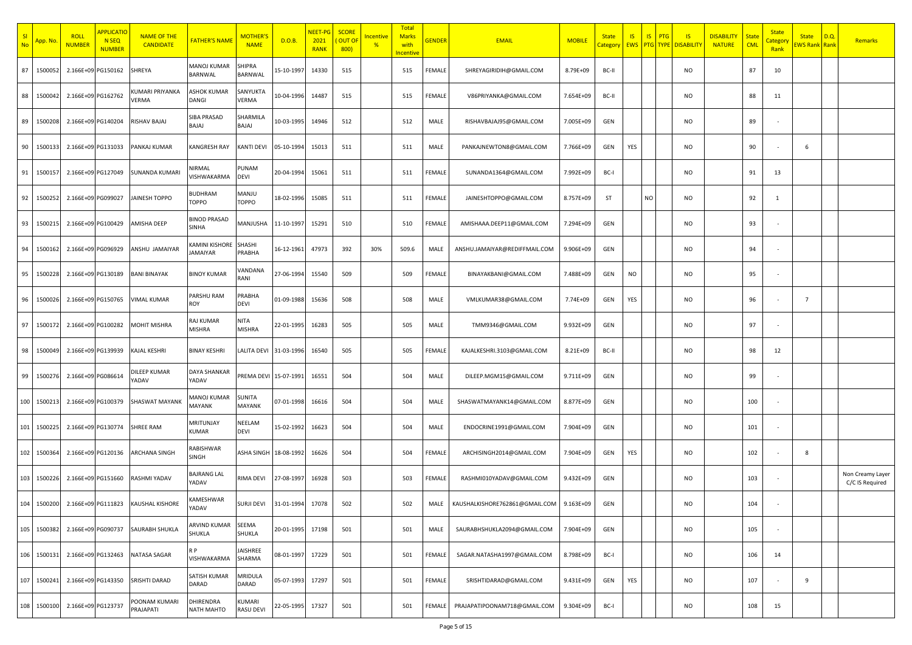| Sl No | App. No. | ROLL NUMBER | APPLICATION SEQ NUMBER | NAME OF THE CANDIDATE | FATHER'S NAME | MOTHER'S NAME | D.O.B. | NEET-PG 2021 RANK | SCORE ( OUT OF 800) | Incentive % | Total Marks with Incentive | GENDER | EMAIL | MOBILE | State Category | IS EWS | IS PTG | PTG TYPE | IS DISABILITY | DISABILITY NATURE | State CML | State Category Rank | State EWS Rank | D.Q. Rank | Remarks |
|---|---|---|---|---|---|---|---|---|---|---|---|---|---|---|---|---|---|---|---|---|---|---|---|---|---|
| 87 | 1500052 | 2.166E+09 | PG150162 | SHREYA | MANOJ KUMAR BARNWAL | SHIPRA BARNWAL | 15-10-1997 | 14330 | 515 | | 515 | FEMALE | SHREYAGIRIDIH@GMAIL.COM | 8.79E+09 | BC-II | | | | NO | | 87 | 10 | | | |
| 88 | 1500042 | 2.166E+09 | PG162762 | KUMARI PRIYANKA VERMA | ASHOK KUMAR DANGI | SANYUKTA VERMA | 10-04-1996 | 14487 | 515 | | 515 | FEMALE | V86PRIYANKA@GMAIL.COM | 7.654E+09 | BC-II | | | | NO | | 88 | 11 | | | |
| 89 | 1500208 | 2.166E+09 | PG140204 | RISHAV BAJAJ | SIBA PRASAD BAJAJ | SHARMILA BAJAJ | 10-03-1995 | 14946 | 512 | | 512 | MALE | RISHAVBAJAJ95@GMAIL.COM | 7.005E+09 | GEN | | | | NO | | 89 | - | | | |
| 90 | 1500133 | 2.166E+09 | PG131033 | PANKAJ KUMAR | KANGRESH RAY | KANTI DEVI | 05-10-1994 | 15013 | 511 | | 511 | MALE | PANKAJNEWTON8@GMAIL.COM | 7.766E+09 | GEN | YES | | | NO | | 90 | - | 6 | | |
| 91 | 1500157 | 2.166E+09 | PG127049 | SUNANDA KUMARI | NIRMAL VISHWAKARMA | PUNAM DEVI | 20-04-1994 | 15061 | 511 | | 511 | FEMALE | SUNANDA1364@GMAIL.COM | 7.992E+09 | BC-I | | | | NO | | 91 | 13 | | | |
| 92 | 1500252 | 2.166E+09 | PG099027 | JAINESH TOPPO | BUDHRAM TOPPO | MANJU TOPPO | 18-02-1996 | 15085 | 511 | | 511 | FEMALE | JAINESHTOPPO@GMAIL.COM | 8.757E+09 | ST | | NO | | NO | | 92 | 1 | | | |
| 93 | 1500215 | 2.166E+09 | PG100429 | AMISHA DEEP | BINOD PRASAD SINHA | MANJUSHA | 11-10-1997 | 15291 | 510 | | 510 | FEMALE | AMISHAAA.DEEP11@GMAIL.COM | 7.294E+09 | GEN | | | | NO | | 93 | - | | | |
| 94 | 1500162 | 2.166E+09 | PG096929 | ANSHU JAMAIYAR | KAMINI KISHORE JAMAIYAR | SHASHI PRABHA | 16-12-1961 | 47973 | 392 | 30% | 509.6 | MALE | ANSHU.JAMAIYAR@REDIFFMAIL.COM | 9.906E+09 | GEN | | | | NO | | 94 | - | | | |
| 95 | 1500228 | 2.166E+09 | PG130189 | BANI BINAYAK | BINOY KUMAR | VANDANA RANI | 27-06-1994 | 15540 | 509 | | 509 | FEMALE | BINAYAKBANI@GMAIL.COM | 7.488E+09 | GEN | NO | | | NO | | 95 | - | | | |
| 96 | 1500026 | 2.166E+09 | PG150765 | VIMAL KUMAR | PARSHU RAM ROY | PRABHA DEVI | 01-09-1988 | 15636 | 508 | | 508 | MALE | VMLKUMAR38@GMAIL.COM | 7.74E+09 | GEN | YES | | | NO | | 96 | - | 7 | | |
| 97 | 1500172 | 2.166E+09 | PG100282 | MOHIT MISHRA | RAJ KUMAR MISHRA | NITA MISHRA | 22-01-1995 | 16283 | 505 | | 505 | MALE | TMM9346@GMAIL.COM | 9.932E+09 | GEN | | | | NO | | 97 | - | | | |
| 98 | 1500049 | 2.166E+09 | PG139939 | KAJAL KESHRI | BINAY KESHRI | LALITA DEVI | 31-03-1996 | 16540 | 505 | | 505 | FEMALE | KAJALKESHRI.3103@GMAIL.COM | 8.21E+09 | BC-II | | | | NO | | 98 | 12 | | | |
| 99 | 1500276 | 2.166E+09 | PG086614 | DILEEP KUMAR YADAV | DAYA SHANKAR YADAV | PREMA DEVI | 15-07-1991 | 16551 | 504 | | 504 | MALE | DILEEP.MGM15@GMAIL.COM | 9.711E+09 | GEN | | | | NO | | 99 | - | | | |
| 100 | 1500213 | 2.166E+09 | PG100379 | SHASWAT MAYANK | MANOJ KUMAR MAYANK | SUNITA MAYANK | 07-01-1998 | 16616 | 504 | | 504 | MALE | SHASWATMAYANK14@GMAIL.COM | 8.877E+09 | GEN | | | | NO | | 100 | - | | | |
| 101 | 1500225 | 2.166E+09 | PG130774 | SHREE RAM | MRITUNJAY KUMAR | NEELAM DEVI | 15-02-1992 | 16623 | 504 | | 504 | MALE | ENDOCRINE1991@GMAIL.COM | 7.904E+09 | GEN | | | | NO | | 101 | - | | | |
| 102 | 1500364 | 2.166E+09 | PG120136 | ARCHANA SINGH | RABISHWAR SINGH | ASHA SINGH | 18-08-1992 | 16626 | 504 | | 504 | FEMALE | ARCHISINGH2014@GMAIL.COM | 7.904E+09 | GEN | YES | | | NO | | 102 | - | 8 | | |
| 103 | 1500226 | 2.166E+09 | PG151660 | RASHMI YADAV | BAJRANG LAL YADAV | RIMA DEVI | 27-08-1997 | 16928 | 503 | | 503 | FEMALE | RASHMI010YADAV@GMAIL.COM | 9.432E+09 | GEN | | | | NO | | 103 | - | | | Non Creamy Layer C/C IS Required |
| 104 | 1500200 | 2.166E+09 | PG111823 | KAUSHAL KISHORE | KAMESHWAR YADAV | SURJI DEVI | 31-01-1994 | 17078 | 502 | | 502 | MALE | KAUSHALKISHORE762861@GMAIL.COM | 9.163E+09 | GEN | | | | NO | | 104 | - | | | |
| 105 | 1500382 | 2.166E+09 | PG090737 | SAURABH SHUKLA | ARVIND KUMAR SHUKLA | SEEMA SHUKLA | 20-01-1995 | 17198 | 501 | | 501 | MALE | SAURABHSHUKLA2094@GMAIL.COM | 7.904E+09 | GEN | | | | NO | | 105 | - | | | |
| 106 | 1500131 | 2.166E+09 | PG132463 | NATASA SAGAR | R P VISHWAKARMA | JAISHREE SHARMA | 08-01-1997 | 17229 | 501 | | 501 | FEMALE | SAGAR.NATASHA1997@GMAIL.COM | 8.798E+09 | BC-I | | | | NO | | 106 | 14 | | | |
| 107 | 1500241 | 2.166E+09 | PG143350 | SRISHTI DARAD | SATISH KUMAR DARAD | MRIDULA DARAD | 05-07-1993 | 17297 | 501 | | 501 | FEMALE | SRISHTIDARAD@GMAIL.COM | 9.431E+09 | GEN | YES | | | NO | | 107 | - | 9 | | |
| 108 | 1500100 | 2.166E+09 | PG123737 | POONAM KUMARI PRAJAPATI | DHIRENDRA NATH MAHTO | KUMARI RASU DEVI | 22-05-1995 | 17327 | 501 | | 501 | FEMALE | PRAJAPATIPOONAM718@GMAIL.COM | 9.304E+09 | BC-I | | | | NO | | 108 | 15 | | | |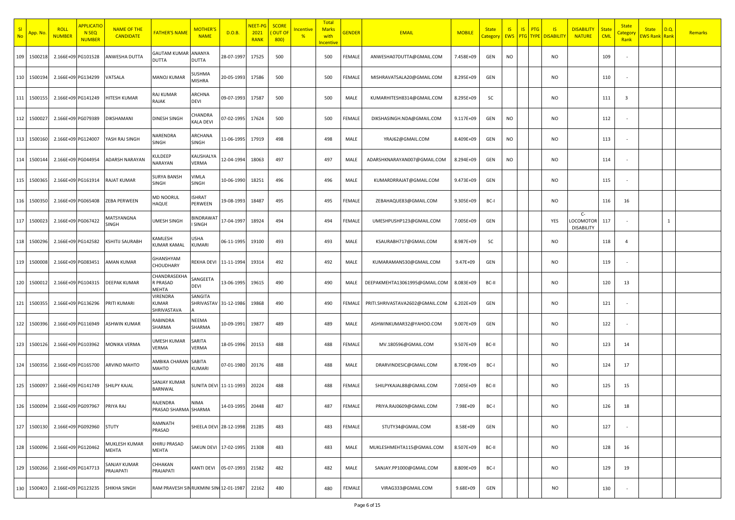| Sl No | App. No. | ROLL NUMBER | APPLICATION SEQ NUMBER | NAME OF THE CANDIDATE | FATHER'S NAME | MOTHER'S NAME | D.O.B. | NEET-PG 2021 RANK | SCORE (OUT OF 800) | Incentive % | Total Marks with Incentive | GENDER | EMAIL | MOBILE | State Category | IS EWS | IS PTG | PTG TYPE | IS DISABILITY | DISABILITY NATURE | State CML | State Category Rank | State EWS Rank | D.Q. Rank | Remarks |
|---|---|---|---|---|---|---|---|---|---|---|---|---|---|---|---|---|---|---|---|---|---|---|---|---|---|
| 109 | 1500218 | 2.166E+09 | PG101528 | ANWESHA DUTTA | GAUTAM KUMAR DUTTA | ANANYA DUTTA | 28-07-1997 | 17525 | 500 | | 500 | FEMALE | ANWESHA07DUTTA@GMAIL.COM | 7.458E+09 | GEN | NO | | | NO | | 109 | - | | | |
| 110 | 1500194 | 2.166E+09 | PG134299 | VATSALA | MANOJ KUMAR | SUSHMA MISHRA | 20-05-1993 | 17586 | 500 | | 500 | FEMALE | MISHRAVATSALA20@GMAIL.COM | 8.295E+09 | GEN | | | | NO | | 110 | - | | | |
| 111 | 1500155 | 2.166E+09 | PG141249 | HITESH KUMAR | RAJ KUMAR RAJAK | ARCHNA DEVI | 09-07-1993 | 17587 | 500 | | 500 | MALE | KUMARHITESH8314@GMAIL.COM | 8.295E+09 | SC | | | | NO | | 111 | 3 | | | |
| 112 | 1500027 | 2.166E+09 | PG079389 | DIKSHAMANI | DINESH SINGH | CHANDRA KALA DEVI | 07-02-1995 | 17624 | 500 | | 500 | FEMALE | DIKSHASINGH.NDA@GMAIL.COM | 9.117E+09 | GEN | NO | | | NO | | 112 | - | | | |
| 113 | 1500160 | 2.166E+09 | PG124007 | YASH RAJ SINGH | NARENDRA SINGH | ARCHANA SINGH | 11-06-1995 | 17919 | 498 | | 498 | MALE | YRAJ62@GMAIL.COM | 8.409E+09 | GEN | NO | | | NO | | 113 | - | | | |
| 114 | 1500144 | 2.166E+09 | PG044954 | ADARSH NARAYAN | KULDEEP NARAYAN | KAUSHALYA VERMA | 12-04-1994 | 18063 | 497 | | 497 | MALE | ADARSHKNARAYAN007@GMAIL.COM | 8.294E+09 | GEN | NO | | | NO | | 114 | - | | | |
| 115 | 1500365 | 2.166E+09 | PG161914 | RAJAT KUMAR | SURYA BANSH SINGH | VIMLA SINGH | 10-06-1990 | 18251 | 496 | | 496 | MALE | KUMARDRRAJAT@GMAIL.COM | 9.473E+09 | GEN | | | | NO | | 115 | - | | | |
| 116 | 1500350 | 2.166E+09 | PG065408 | ZEBA PERWEEN | MD NOORUL HAQUE | ISHRAT PERWEEN | 19-08-1993 | 18487 | 495 | | 495 | FEMALE | ZEBAHAQUE83@GMAIL.COM | 9.305E+09 | BC-I | | | | NO | | 116 | 16 | | | |
| 117 | 1500023 | 2.166E+09 | PG067422 | MATSYANGNA SINGH | UMESH SINGH | BINDRAWATI SINGH | 17-04-1997 | 18924 | 494 | | 494 | FEMALE | UMESHPUSHP123@GMAIL.COM | 7.005E+09 | GEN | | | | YES | C-LOCOMOTOR DISABILITY | 117 | - | | 1 | |
| 118 | 1500296 | 2.166E+09 | PG142582 | KSHITIJ SAURABH | KAMLESH KUMAR KAMAL | USHA KUMARI | 06-11-1995 | 19100 | 493 | | 493 | MALE | KSAURABH717@GMAIL.COM | 8.987E+09 | SC | | | | NO | | 118 | 4 | | | |
| 119 | 1500008 | 2.166E+09 | PG083451 | AMAN KUMAR | GHANSHYAM CHOUDHARY | REKHA DEVI | 11-11-1994 | 19314 | 492 | | 492 | MALE | KUMARAMAN530@GMAIL.COM | 9.47E+09 | GEN | | | | NO | | 119 | - | | | |
| 120 | 1500012 | 2.166E+09 | PG104315 | DEEPAK KUMAR | CHANDRASEKHAR PRASAD MEHTA | SANGEETA DEVI | 13-06-1995 | 19615 | 490 | | 490 | MALE | DEEPAKMEHTA13061995@GMAIL.COM | 8.083E+09 | BC-II | | | | NO | | 120 | 13 | | | |
| 121 | 1500355 | 2.166E+09 | PG136296 | PRITI KUMARI | VIRENDRA KUMAR SHRIVASTAVA | SANGITA SHRIVASTAVA | 31-12-1986 | 19868 | 490 | | 490 | FEMALE | PRITI.SHRIVASTAVA2602@GMAIL.COM | 6.202E+09 | GEN | | | | NO | | 121 | - | | | |
| 122 | 1500396 | 2.166E+09 | PG116949 | ASHWIN KUMAR | RABINDRA SHARMA | NEEMA SHARMA | 10-09-1991 | 19877 | 489 | | 489 | MALE | ASHWINKUMAR32@YAHOO.COM | 9.007E+09 | GEN | | | | NO | | 122 | - | | | |
| 123 | 1500126 | 2.166E+09 | PG103962 | MONIKA VERMA | UMESH KUMAR VERMA | SARITA VERMA | 18-05-1996 | 20153 | 488 | | 488 | FEMALE | MV.180596@GMAIL.COM | 9.507E+09 | BC-II | | | | NO | | 123 | 14 | | | |
| 124 | 1500356 | 2.166E+09 | PG165700 | ARVIND MAHTO | AMBIKA CHARAN MAHTO | SABITA KUMARI | 07-01-1980 | 20176 | 488 | | 488 | MALE | DRARVINDESIC@GMAIL.COM | 8.709E+09 | BC-I | | | | NO | | 124 | 17 | | | |
| 125 | 1500097 | 2.166E+09 | PG141749 | SHILPY KAJAL | SANJAY KUMAR BARNWAL | SUNITA DEVI | 11-11-1993 | 20224 | 488 | | 488 | FEMALE | SHILPYKAJAL88@GMAIL.COM | 7.005E+09 | BC-II | | | | NO | | 125 | 15 | | | |
| 126 | 1500094 | 2.166E+09 | PG097967 | PRIYA RAJ | RAJENDRA PRASAD SHARMA | NIMA SHARMA | 14-03-1995 | 20448 | 487 | | 487 | FEMALE | PRIYA.RAJ0609@GMAIL.COM | 7.98E+09 | BC-I | | | | NO | | 126 | 18 | | | |
| 127 | 1500130 | 2.166E+09 | PG092960 | STUTY | RAMNATH PRASAD | SHEELA DEVI | 28-12-1998 | 21285 | 483 | | 483 | FEMALE | STUTY34@GMAIL.COM | 8.58E+09 | GEN | | | | NO | | 127 | - | | | |
| 128 | 1500096 | 2.166E+09 | PG120462 | MUKLESH KUMAR MEHTA | KHIRU PRASAD MEHTA | SAKUN DEVI | 17-02-1995 | 21308 | 483 | | 483 | MALE | MUKLESHMEHTA115@GMAIL.COM | 8.507E+09 | BC-II | | | | NO | | 128 | 16 | | | |
| 129 | 1500266 | 2.166E+09 | PG147713 | SANJAY KUMAR PRAJAPATI | CHHAKAN PRAJAPATI | KANTI DEVI | 05-07-1993 | 21582 | 482 | | 482 | MALE | SANJAY.PP1000@GMAIL.COM | 8.809E+09 | BC-I | | | | NO | | 129 | 19 | | | |
| 130 | 1500403 | 2.166E+09 | PG123235 | SHIKHA SINGH | RAM PRAVESH SIN | RUKMINI SIN | 12-01-1987 | 22162 | 480 | | 480 | FEMALE | VIRAG333@GMAIL.COM | 9.68E+09 | GEN | | | | NO | | 130 | - | | | |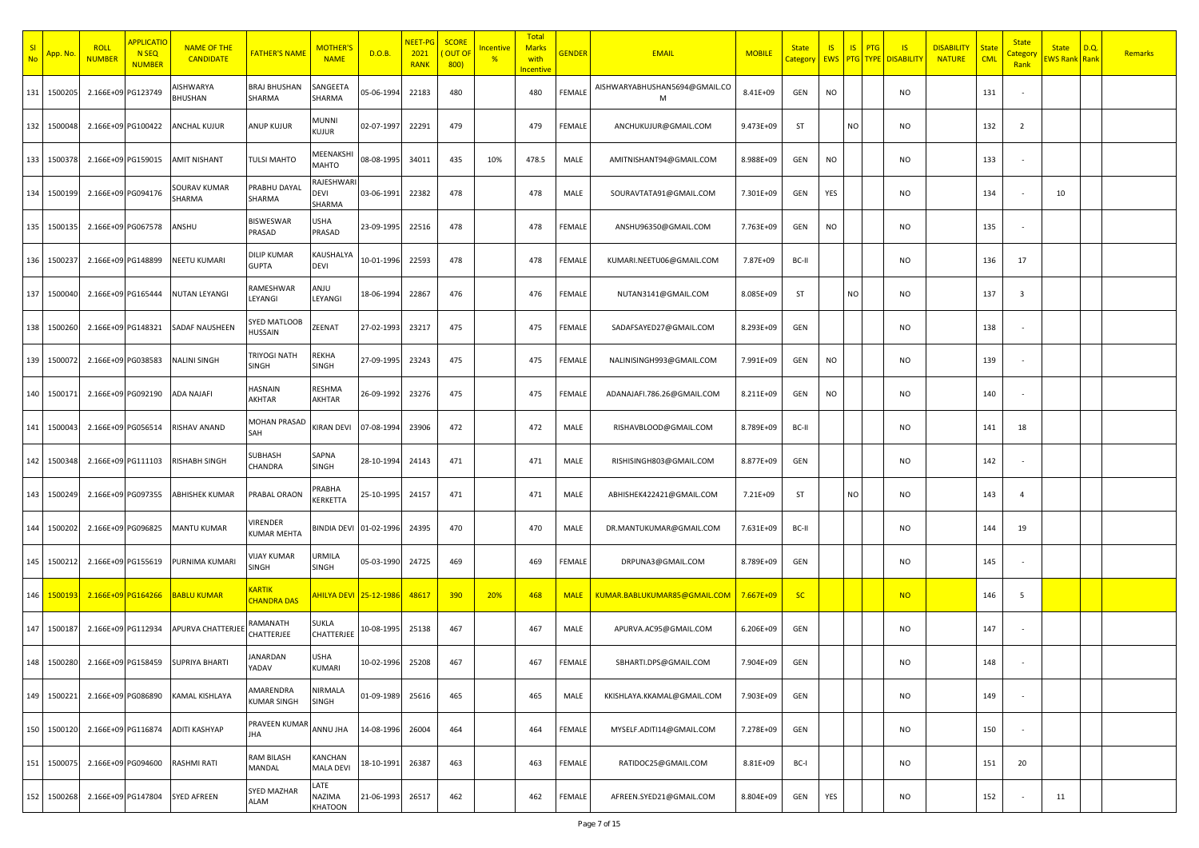| Sl No | App. No. | ROLL NUMBER | APPLICATION SEQ NUMBER | NAME OF THE CANDIDATE | FATHER'S NAME | MOTHER'S NAME | D.O.B. | NEET-PG 2021 RANK | SCORE ( OUT OF 800) | Incentive % | Total Marks with Incentive | GENDER | EMAIL | MOBILE | State Category | IS EWS | IS PTG | PTG TYPE | IS DISABILITY | DISABILITY NATURE | State CML | State Category Rank | State EWS Rank | D.Q. Rank | Remarks |
|---|---|---|---|---|---|---|---|---|---|---|---|---|---|---|---|---|---|---|---|---|---|---|---|---|---|
| 131 | 1500205 | 2.166E+09 | PG123749 | AISHWARYA BHUSHAN | BRAJ BHUSHAN SHARMA | SANGEETA SHARMA | 05-06-1994 | 22183 | 480 | | 480 | FEMALE | AISHWARYABHUSHAN5694@GMAIL.COM | 8.41E+09 | GEN | NO | | | NO | | 131 | - | | | |
| 132 | 1500048 | 2.166E+09 | PG100422 | ANCHAL KUJUR | ANUP KUJUR | MUNNI KUJUR | 02-07-1997 | 22291 | 479 | | 479 | FEMALE | ANCHUKUJUR@GMAIL.COM | 9.473E+09 | ST | | NO | | NO | | 132 | 2 | | | |
| 133 | 1500378 | 2.166E+09 | PG159015 | AMIT NISHANT | TULSI MAHTO | MEENAKSHI MAHTO | 08-08-1995 | 34011 | 435 | 10% | 478.5 | MALE | AMITNISHANT94@GMAIL.COM | 8.988E+09 | GEN | NO | | | NO | | 133 | - | | | |
| 134 | 1500199 | 2.166E+09 | PG094176 | SOURAV KUMAR SHARMA | PRABHU DAYAL SHARMA | RAJESHWARI DEVI SHARMA | 03-06-1991 | 22382 | 478 | | 478 | MALE | SOURAVTATA91@GMAIL.COM | 7.301E+09 | GEN | YES | | | NO | | 134 | - | 10 | | |
| 135 | 1500135 | 2.166E+09 | PG067578 | ANSHU | BISWESWAR PRASAD | USHA PRASAD | 23-09-1995 | 22516 | 478 | | 478 | FEMALE | ANSHU96350@GMAIL.COM | 7.763E+09 | GEN | NO | | | NO | | 135 | - | | | |
| 136 | 1500237 | 2.166E+09 | PG148899 | NEETU KUMARI | DILIP KUMAR GUPTA | KAUSHALYA DEVI | 10-01-1996 | 22593 | 478 | | 478 | FEMALE | KUMARI.NEETU06@GMAIL.COM | 7.87E+09 | BC-II | | | | NO | | 136 | 17 | | | |
| 137 | 1500040 | 2.166E+09 | PG165444 | NUTAN LEYANGI | RAMESHWAR LEYANGI | ANJU LEYANGI | 18-06-1994 | 22867 | 476 | | 476 | FEMALE | NUTAN3141@GMAIL.COM | 8.085E+09 | ST | | NO | | NO | | 137 | 3 | | | |
| 138 | 1500260 | 2.166E+09 | PG148321 | SADAF NAUSHEEN | SYED MATLOOB HUSSAIN | ZEENAT | 27-02-1993 | 23217 | 475 | | 475 | FEMALE | SADAFSAYED27@GMAIL.COM | 8.293E+09 | GEN | | | | NO | | 138 | - | | | |
| 139 | 1500072 | 2.166E+09 | PG038583 | NALINI SINGH | TRIYOGI NATH SINGH | REKHA SINGH | 27-09-1995 | 23243 | 475 | | 475 | FEMALE | NALINISINGH993@GMAIL.COM | 7.991E+09 | GEN | NO | | | NO | | 139 | - | | | |
| 140 | 1500171 | 2.166E+09 | PG092190 | ADA NAJAFI | HASNAIN AKHTAR | RESHMA AKHTAR | 26-09-1992 | 23276 | 475 | | 475 | FEMALE | ADANAJAFI.786.26@GMAIL.COM | 8.211E+09 | GEN | NO | | | NO | | 140 | - | | | |
| 141 | 1500043 | 2.166E+09 | PG056514 | RISHAV ANAND | MOHAN PRASAD SAH | KIRAN DEVI | 07-08-1994 | 23906 | 472 | | 472 | MALE | RISHAVBLOOD@GMAIL.COM | 8.789E+09 | BC-II | | | | NO | | 141 | 18 | | | |
| 142 | 1500348 | 2.166E+09 | PG111103 | RISHABH SINGH | SUBHASH CHANDRA | SAPNA SINGH | 28-10-1994 | 24143 | 471 | | 471 | MALE | RISHISINGH803@GMAIL.COM | 8.877E+09 | GEN | | | | NO | | 142 | - | | | |
| 143 | 1500249 | 2.166E+09 | PG097355 | ABHISHEK KUMAR | PRABAL ORAON | PRABHA KERKETTA | 25-10-1995 | 24157 | 471 | | 471 | MALE | ABHISHEK422421@GMAIL.COM | 7.21E+09 | ST | | NO | | NO | | 143 | 4 | | | |
| 144 | 1500202 | 2.166E+09 | PG096825 | MANTU KUMAR | VIRENDER KUMAR MEHTA | BINDIA DEVI | 01-02-1996 | 24395 | 470 | | 470 | MALE | DR.MANTUKUMAR@GMAIL.COM | 7.631E+09 | BC-II | | | | NO | | 144 | 19 | | | |
| 145 | 1500212 | 2.166E+09 | PG155619 | PURNIMA KUMARI | VIJAY KUMAR SINGH | URMILA SINGH | 05-03-1990 | 24725 | 469 | | 469 | FEMALE | DRPUNA3@GMAIL.COM | 8.789E+09 | GEN | | | | NO | | 145 | - | | | |
| 146 | 1500193 | 2.166E+09 | PG164266 | BABLU KUMAR | KARTIK CHANDRA DAS | AHILYA DEVI | 25-12-1986 | 48617 | 390 | 20% | 468 | MALE | KUMAR.BABLUKUMAR85@GMAIL.COM | 7.667E+09 | SC | | | | NO | | 146 | 5 | | | |
| 147 | 1500187 | 2.166E+09 | PG112934 | APURVA CHATTERJEE | RAMANATH CHATTERJEE | SUKLA CHATTERJEE | 10-08-1995 | 25138 | 467 | | 467 | MALE | APURVA.AC95@GMAIL.COM | 6.206E+09 | GEN | | | | NO | | 147 | - | | | |
| 148 | 1500280 | 2.166E+09 | PG158459 | SUPRIYA BHARTI | JANARDAN YADAV | USHA KUMARI | 10-02-1996 | 25208 | 467 | | 467 | FEMALE | SBHARTI.DPS@GMAIL.COM | 7.904E+09 | GEN | | | | NO | | 148 | - | | | |
| 149 | 1500221 | 2.166E+09 | PG086890 | KAMAL KISHLAYA | AMARENDRA KUMAR SINGH | NIRMALA SINGH | 01-09-1989 | 25616 | 465 | | 465 | MALE | KKISHLAYA.KKAMAL@GMAIL.COM | 7.903E+09 | GEN | | | | NO | | 149 | - | | | |
| 150 | 1500120 | 2.166E+09 | PG116874 | ADITI KASHYAP | PRAVEEN KUMAR JHA | ANNU JHA | 14-08-1996 | 26004 | 464 | | 464 | FEMALE | MYSELF.ADITI14@GMAIL.COM | 7.278E+09 | GEN | | | | NO | | 150 | - | | | |
| 151 | 1500075 | 2.166E+09 | PG094600 | RASHMI RATI | RAM BILASH MANDAL | KANCHAN MALA DEVI | 18-10-1991 | 26387 | 463 | | 463 | FEMALE | RATIDOC25@GMAIL.COM | 8.81E+09 | BC-I | | | | NO | | 151 | 20 | | | |
| 152 | 1500268 | 2.166E+09 | PG147804 | SYED AFREEN | SYED MAZHAR ALAM | LATE NAZIMA KHATOON | 21-06-1993 | 26517 | 462 | | 462 | FEMALE | AFREEN.SYED21@GMAIL.COM | 8.804E+09 | GEN | YES | | | NO | | 152 | - | 11 | | |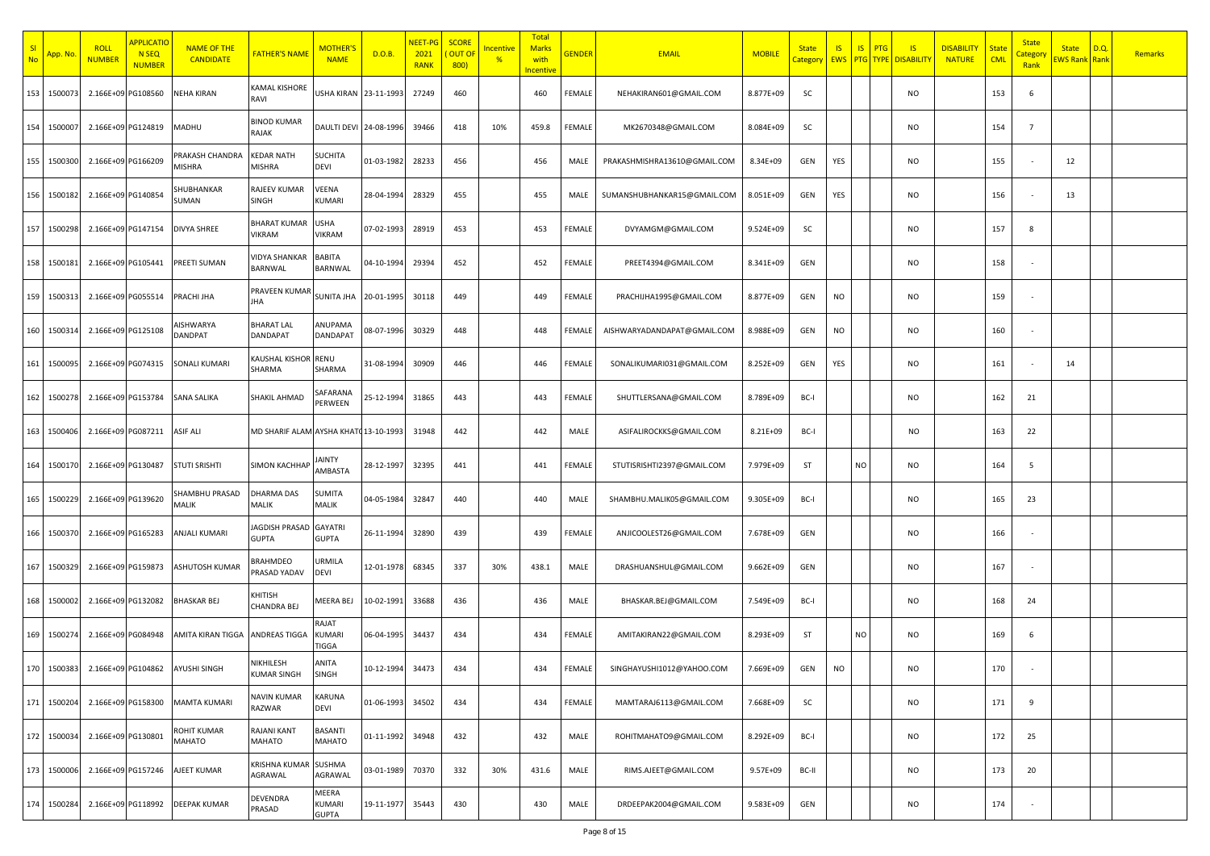| Sl No | App. No. | ROLL NUMBER | APPLICATION SEQ NUMBER | NAME OF THE CANDIDATE | FATHER'S NAME | MOTHER'S NAME | D.O.B. | NEET-PG 2021 RANK | SCORE ( OUT OF 800) | Incentive % | Total Marks with Incentive | GENDER | EMAIL | MOBILE | State Category | IS EWS | IS PTG | PTG TYPE | IS DISABILITY | DISABILITY NATURE | State CML | State Category Rank | State EWS Rank | D.Q. Rank | Remarks |
|---|---|---|---|---|---|---|---|---|---|---|---|---|---|---|---|---|---|---|---|---|---|---|---|---|---|
| 153 | 1500073 | 2.166E+09 | PG108560 | NEHA KIRAN | KAMAL KISHORE RAVI | USHA KIRAN | 23-11-1993 | 27249 | 460 | | 460 | FEMALE | NEHAKIRAN601@GMAIL.COM | 8.877E+09 | SC | | | | NO | | 153 | 6 | | | |
| 154 | 1500007 | 2.166E+09 | PG124819 | MADHU | BINOD KUMAR RAJAK | DAULTI DEVI | 24-08-1996 | 39466 | 418 | 10% | 459.8 | FEMALE | MK2670348@GMAIL.COM | 8.084E+09 | SC | | | | NO | | 154 | 7 | | | |
| 155 | 1500300 | 2.166E+09 | PG166209 | PRAKASH CHANDRA MISHRA | KEDAR NATH MISHRA | SUCHITA DEVI | 01-03-1982 | 28233 | 456 | | 456 | MALE | PRAKASHMISHRA13610@GMAIL.COM | 8.34E+09 | GEN | YES | | | NO | | 155 | - | 12 | | |
| 156 | 1500182 | 2.166E+09 | PG140854 | SHUBHANKAR SUMAN | RAJEEV KUMAR SINGH | VEENA KUMARI | 28-04-1994 | 28329 | 455 | | 455 | MALE | SUMANSHUBHANKAR15@GMAIL.COM | 8.051E+09 | GEN | YES | | | NO | | 156 | - | 13 | | |
| 157 | 1500298 | 2.166E+09 | PG147154 | DIVYA SHREE | BHARAT KUMAR VIKRAM | USHA VIKRAM | 07-02-1993 | 28919 | 453 | | 453 | FEMALE | DVYAMGM@GMAIL.COM | 9.524E+09 | SC | | | | NO | | 157 | 8 | | | |
| 158 | 1500181 | 2.166E+09 | PG105441 | PREETI SUMAN | VIDYA SHANKAR BARNWAL | BABITA BARNWAL | 04-10-1994 | 29394 | 452 | | 452 | FEMALE | PREET4394@GMAIL.COM | 8.341E+09 | GEN | | | | NO | | 158 | - | | | |
| 159 | 1500313 | 2.166E+09 | PG055514 | PRACHI JHA | PRAVEEN KUMAR JHA | SUNITA JHA | 20-01-1995 | 30118 | 449 | | 449 | FEMALE | PRACHIJHA1995@GMAIL.COM | 8.877E+09 | GEN | NO | | | NO | | 159 | - | | | |
| 160 | 1500314 | 2.166E+09 | PG125108 | AISHWARYA DANDPAT | BHARAT LAL DANDAPAT | ANUPAMA DANDAPAT | 08-07-1996 | 30329 | 448 | | 448 | FEMALE | AISHWARYADANDAPAT@GMAIL.COM | 8.988E+09 | GEN | NO | | | NO | | 160 | - | | | |
| 161 | 1500095 | 2.166E+09 | PG074315 | SONALI KUMARI | KAUSHAL KISHOR SHARMA | RENU SHARMA | 31-08-1994 | 30909 | 446 | | 446 | FEMALE | SONALIKUMARI031@GMAIL.COM | 8.252E+09 | GEN | YES | | | NO | | 161 | - | 14 | | |
| 162 | 1500278 | 2.166E+09 | PG153784 | SANA SALIKA | SHAKIL AHMAD | SAFARANA PERWEEN | 25-12-1994 | 31865 | 443 | | 443 | FEMALE | SHUTTLERSANA@GMAIL.COM | 8.789E+09 | BC-I | | | | NO | | 162 | 21 | | | |
| 163 | 1500406 | 2.166E+09 | PG087211 | ASIF ALI | MD SHARIF ALAM | AYSHA KHATO | 13-10-1993 | 31948 | 442 | | 442 | MALE | ASIFALIROCKKS@GMAIL.COM | 8.21E+09 | BC-I | | | | NO | | 163 | 22 | | | |
| 164 | 1500170 | 2.166E+09 | PG130487 | STUTI SRISHTI | SIMON KACHHAP | JAINTY AMBASTA | 28-12-1997 | 32395 | 441 | | 441 | FEMALE | STUTISRISHTI2397@GMAIL.COM | 7.979E+09 | ST | | NO | | NO | | 164 | 5 | | | |
| 165 | 1500229 | 2.166E+09 | PG139620 | SHAMBHU PRASAD MALIK | DHARMA DAS MALIK | SUMITA MALIK | 04-05-1984 | 32847 | 440 | | 440 | MALE | SHAMBHU.MALIK05@GMAIL.COM | 9.305E+09 | BC-I | | | | NO | | 165 | 23 | | | |
| 166 | 1500370 | 2.166E+09 | PG165283 | ANJALI KUMARI | JAGDISH PRASAD GUPTA | GAYATRI GUPTA | 26-11-1994 | 32890 | 439 | | 439 | FEMALE | ANJICOOLEST26@GMAIL.COM | 7.678E+09 | GEN | | | | NO | | 166 | - | | | |
| 167 | 1500329 | 2.166E+09 | PG159873 | ASHUTOSH KUMAR | BRAHMDEO PRASAD YADAV | URMILA DEVI | 12-01-1978 | 68345 | 337 | 30% | 438.1 | MALE | DRASHUANSHUL@GMAIL.COM | 9.662E+09 | GEN | | | | NO | | 167 | - | | | |
| 168 | 1500002 | 2.166E+09 | PG132082 | BHASKAR BEJ | KHITISH CHANDRA BEJ | MEERA BEJ | 10-02-1991 | 33688 | 436 | | 436 | MALE | BHASKAR.BEJ@GMAIL.COM | 7.549E+09 | BC-I | | | | NO | | 168 | 24 | | | |
| 169 | 1500274 | 2.166E+09 | PG084948 | AMITA KIRAN TIGGA | ANDREAS TIGGA | RAJAT KUMARI TIGGA | 06-04-1995 | 34437 | 434 | | 434 | FEMALE | AMITAKIRAN22@GMAIL.COM | 8.293E+09 | ST | | NO | | NO | | 169 | 6 | | | |
| 170 | 1500383 | 2.166E+09 | PG104862 | AYUSHI SINGH | NIKHILESH KUMAR SINGH | ANITA SINGH | 10-12-1994 | 34473 | 434 | | 434 | FEMALE | SINGHAYUSHI1012@YAHOO.COM | 7.669E+09 | GEN | NO | | | NO | | 170 | - | | | |
| 171 | 1500204 | 2.166E+09 | PG158300 | MAMTA KUMARI | NAVIN KUMAR RAZWAR | KARUNA DEVI | 01-06-1993 | 34502 | 434 | | 434 | FEMALE | MAMTARAJ6113@GMAIL.COM | 7.668E+09 | SC | | | | NO | | 171 | 9 | | | |
| 172 | 1500034 | 2.166E+09 | PG130801 | ROHIT KUMAR MAHATO | RAJANI KANT MAHATO | BASANTI MAHATO | 01-11-1992 | 34948 | 432 | | 432 | MALE | ROHITMAHATO9@GMAIL.COM | 8.292E+09 | BC-I | | | | NO | | 172 | 25 | | | |
| 173 | 1500006 | 2.166E+09 | PG157246 | AJEET KUMAR | KRISHNA KUMAR AGRAWAL | SUSHMA AGRAWAL | 03-01-1989 | 70370 | 332 | 30% | 431.6 | MALE | RIMS.AJEET@GMAIL.COM | 9.57E+09 | BC-II | | | | NO | | 173 | 20 | | | |
| 174 | 1500284 | 2.166E+09 | PG118992 | DEEPAK KUMAR | DEVENDRA PRASAD | MEERA KUMARI GUPTA | 19-11-1977 | 35443 | 430 | | 430 | MALE | DRDEEPAK2004@GMAIL.COM | 9.583E+09 | GEN | | | | NO | | 174 | - | | | |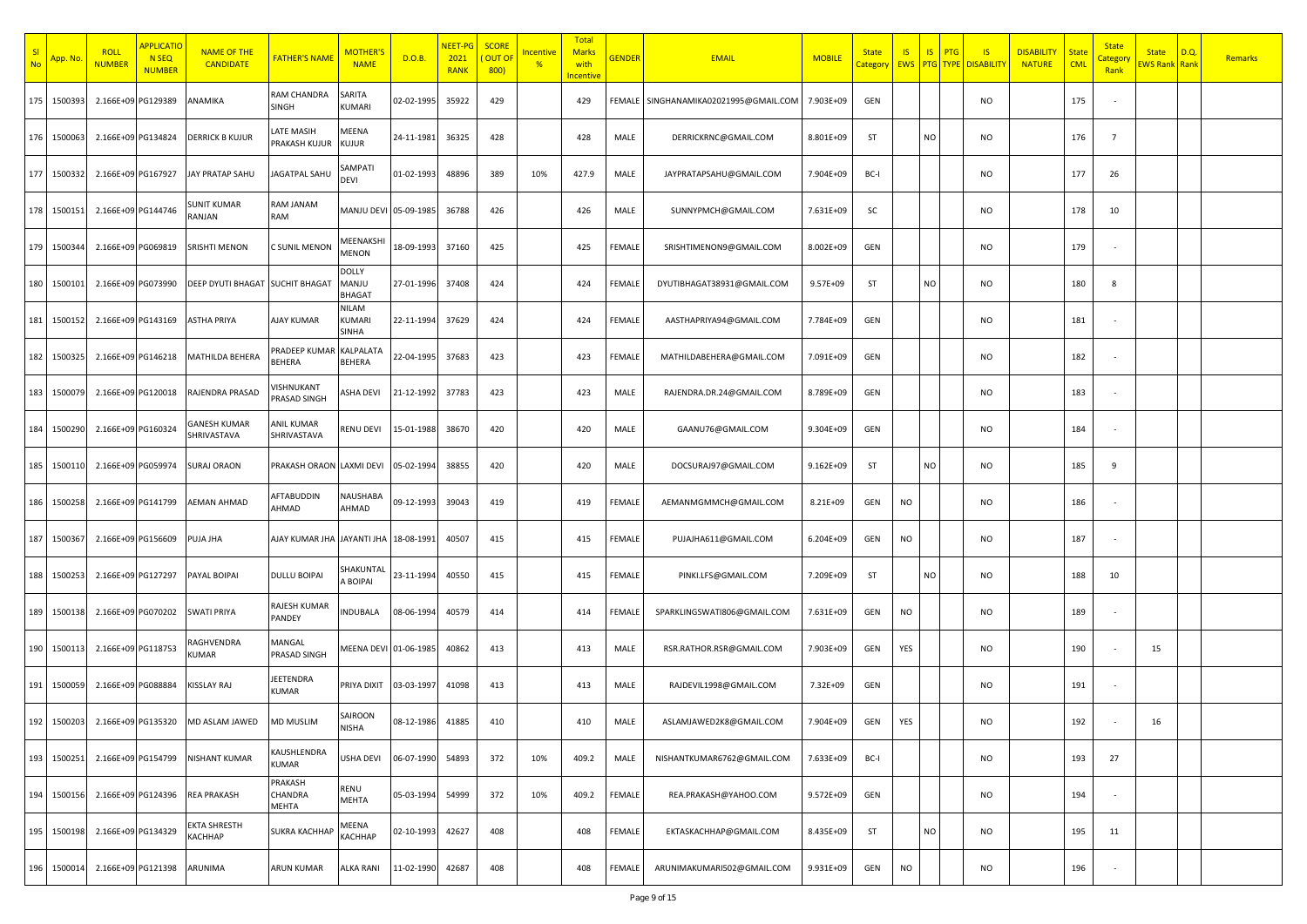| Sl No | App. No. | ROLL NUMBER | APPLICATION SEQ NUMBER | NAME OF THE CANDIDATE | FATHER'S NAME | MOTHER'S NAME | D.O.B. | NEET-PG 2021 RANK | SCORE ( OUT OF 800) | Incentive % | Total Marks with Incentive | GENDER | EMAIL | MOBILE | State Category | IS EWS | IS PTG | PTG TYPE | IS DISABILITY | DISABILITY NATURE | State CML | State Category Rank | State EWS Rank | D.Q. Rank | Remarks |
|---|---|---|---|---|---|---|---|---|---|---|---|---|---|---|---|---|---|---|---|---|---|---|---|---|---|
| 175 | 1500393 | 2.166E+09 | PG129389 | ANAMIKA | RAM CHANDRA SINGH | SARITA KUMARI | 02-02-1995 | 35922 | 429 | | 429 | FEMALE | SINGHANAMIKA02021995@GMAIL.COM | 7.903E+09 | GEN | | | | NO | | 175 | - | | | |
| 176 | 1500063 | 2.166E+09 | PG134824 | DERRICK B KUJUR | LATE MASIH PRAKASH KUJUR | MEENA KUJUR | 24-11-1981 | 36325 | 428 | | 428 | MALE | DERRICKRNC@GMAIL.COM | 8.801E+09 | ST | | NO | | NO | | 176 | 7 | | | |
| 177 | 1500332 | 2.166E+09 | PG167927 | JAY PRATAP SAHU | JAGATPAL SAHU | SAMPATI DEVI | 01-02-1993 | 48896 | 389 | 10% | 427.9 | MALE | JAYPRATAPSAHU@GMAIL.COM | 7.904E+09 | BC-I | | | | NO | | 177 | 26 | | | |
| 178 | 1500151 | 2.166E+09 | PG144746 | SUNIT KUMAR RANJAN | RAM JANAM RAM | MANJU DEVI | 05-09-1985 | 36788 | 426 | | 426 | MALE | SUNNYPMCH@GMAIL.COM | 7.631E+09 | SC | | | | NO | | 178 | 10 | | | |
| 179 | 1500344 | 2.166E+09 | PG069819 | SRISHTI MENON | C SUNIL MENON | MEENAKSHI MENON | 18-09-1993 | 37160 | 425 | | 425 | FEMALE | SRISHTIMENON9@GMAIL.COM | 8.002E+09 | GEN | | | | NO | | 179 | - | | | |
| 180 | 1500101 | 2.166E+09 | PG073990 | DEEP DYUTI BHAGAT | SUCHIT BHAGAT | DOLLY MANJU BHAGAT | 27-01-1996 | 37408 | 424 | | 424 | FEMALE | DYUTIBHAGAT38931@GMAIL.COM | 9.57E+09 | ST | | NO | | NO | | 180 | 8 | | | |
| 181 | 1500152 | 2.166E+09 | PG143169 | ASTHA PRIYA | AJAY KUMAR | NILAM KUMARI SINHA | 22-11-1994 | 37629 | 424 | | 424 | FEMALE | AASTHAPRIYA94@GMAIL.COM | 7.784E+09 | GEN | | | | NO | | 181 | - | | | |
| 182 | 1500325 | 2.166E+09 | PG146218 | MATHILDA BEHERA | PRADEEP KUMAR BEHERA | KALPALATA BEHERA | 22-04-1995 | 37683 | 423 | | 423 | FEMALE | MATHILDABEHERA@GMAIL.COM | 7.091E+09 | GEN | | | | NO | | 182 | - | | | |
| 183 | 1500079 | 2.166E+09 | PG120018 | RAJENDRA PRASAD | VISHNUKANT PRASAD SINGH | ASHA DEVI | 21-12-1992 | 37783 | 423 | | 423 | MALE | RAJENDRA.DR.24@GMAIL.COM | 8.789E+09 | GEN | | | | NO | | 183 | - | | | |
| 184 | 1500290 | 2.166E+09 | PG160324 | GANESH KUMAR SHRIVASTAVA | ANIL KUMAR SHRIVASTAVA | RENU DEVI | 15-01-1988 | 38670 | 420 | | 420 | MALE | GAANU76@GMAIL.COM | 9.304E+09 | GEN | | | | NO | | 184 | - | | | |
| 185 | 1500110 | 2.166E+09 | PG059974 | SURAJ ORAON | PRAKASH ORAON | LAXMI DEVI | 05-02-1994 | 38855 | 420 | | 420 | MALE | DOCSURAJ97@GMAIL.COM | 9.162E+09 | ST | | NO | | NO | | 185 | 9 | | | |
| 186 | 1500258 | 2.166E+09 | PG141799 | AEMAN AHMAD | AFTABUDDIN AHMAD | NAUSHABA AHMAD | 09-12-1993 | 39043 | 419 | | 419 | FEMALE | AEMANMGMMCH@GMAIL.COM | 8.21E+09 | GEN | NO | | | NO | | 186 | - | | | |
| 187 | 1500367 | 2.166E+09 | PG156609 | PUJA JHA | AJAY KUMAR JHA | JAYANTI JHA | 18-08-1991 | 40507 | 415 | | 415 | FEMALE | PUJAJHA611@GMAIL.COM | 6.204E+09 | GEN | NO | | | NO | | 187 | - | | | |
| 188 | 1500253 | 2.166E+09 | PG127297 | PAYAL BOIPAI | DULLU BOIPAI | SHAKUNTALA BOIPAI | 23-11-1994 | 40550 | 415 | | 415 | FEMALE | PINKI.LFS@GMAIL.COM | 7.209E+09 | ST | | NO | | NO | | 188 | 10 | | | |
| 189 | 1500138 | 2.166E+09 | PG070202 | SWATI PRIYA | RAJESH KUMAR PANDEY | INDUBALA | 08-06-1994 | 40579 | 414 | | 414 | FEMALE | SPARKLINGSWATI806@GMAIL.COM | 7.631E+09 | GEN | NO | | | NO | | 189 | - | | | |
| 190 | 1500113 | 2.166E+09 | PG118753 | RAGHVENDRA KUMAR | MANGAL PRASAD SINGH | MEENA DEVI | 01-06-1985 | 40862 | 413 | | 413 | MALE | RSR.RATHOR.RSR@GMAIL.COM | 7.903E+09 | GEN | YES | | | NO | | 190 | - | 15 | | |
| 191 | 1500059 | 2.166E+09 | PG088884 | KISSLAY RAJ | JEETENDRA KUMAR | PRIYA DIXIT | 03-03-1997 | 41098 | 413 | | 413 | MALE | RAJDEVIL1998@GMAIL.COM | 7.32E+09 | GEN | | | | NO | | 191 | - | | | |
| 192 | 1500203 | 2.166E+09 | PG135320 | MD ASLAM JAWED | MD MUSLIM | SAIROON NISHA | 08-12-1986 | 41885 | 410 | | 410 | MALE | ASLAMJAWED2K8@GMAIL.COM | 7.904E+09 | GEN | YES | | | NO | | 192 | - | 16 | | |
| 193 | 1500251 | 2.166E+09 | PG154799 | NISHANT KUMAR | KAUSHLENDRA KUMAR | USHA DEVI | 06-07-1990 | 54893 | 372 | 10% | 409.2 | MALE | NISHANTKUMAR6762@GMAIL.COM | 7.633E+09 | BC-I | | | | NO | | 193 | 27 | | | |
| 194 | 1500156 | 2.166E+09 | PG124396 | REA PRAKASH | PRAKASH CHANDRA MEHTA | RENU MEHTA | 05-03-1994 | 54999 | 372 | 10% | 409.2 | FEMALE | REA.PRAKASH@YAHOO.COM | 9.572E+09 | GEN | | | | NO | | 194 | - | | | |
| 195 | 1500198 | 2.166E+09 | PG134329 | EKTA SHRESTH KACHHAP | SUKRA KACHHAP | MEENA KACHHAP | 02-10-1993 | 42627 | 408 | | 408 | FEMALE | EKTASKACHHAP@GMAIL.COM | 8.435E+09 | ST | | NO | | NO | | 195 | 11 | | | |
| 196 | 1500014 | 2.166E+09 | PG121398 | ARUNIMA | ARUN KUMAR | ALKA RANI | 11-02-1990 | 42687 | 408 | | 408 | FEMALE | ARUNIMAKUMARI502@GMAIL.COM | 9.931E+09 | GEN | NO | | | NO | | 196 | - | | | |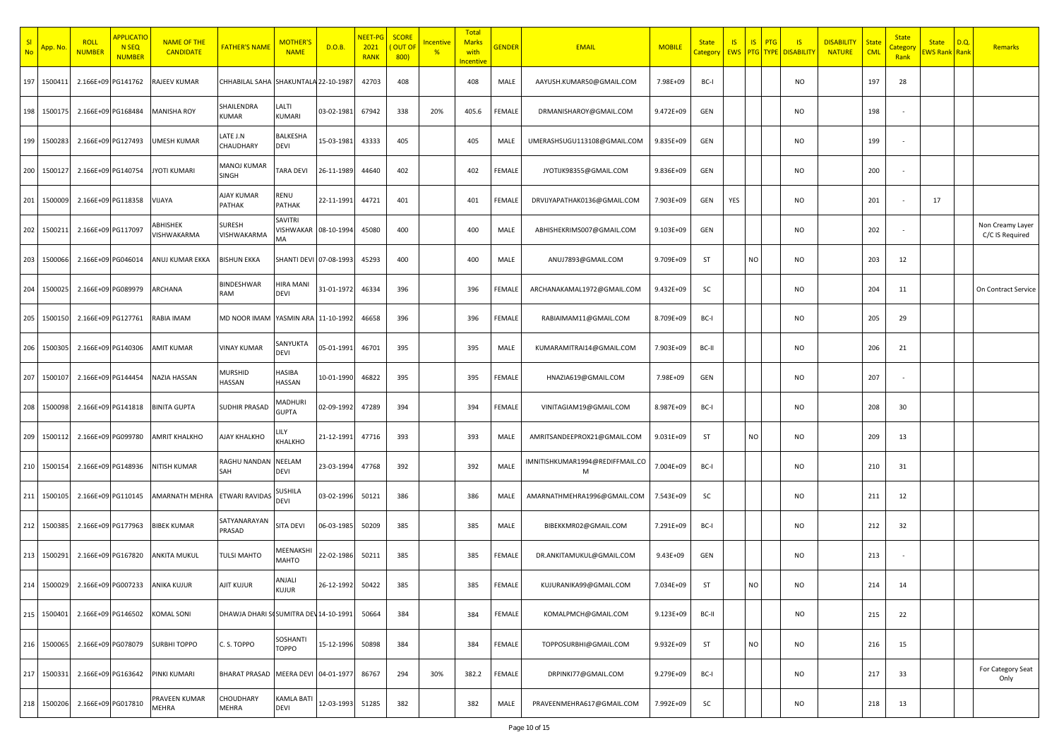| Sl No | App. No. | ROLL NUMBER | APPLICATION SEQ NUMBER | NAME OF THE CANDIDATE | FATHER'S NAME | MOTHER'S NAME | D.O.B. | NEET-PG 2021 RANK | SCORE ( OUT OF 800) | Incentive % | Total Marks with Incentive | GENDER | EMAIL | MOBILE | State Category | IS EWS | IS PTG | PTG TYPE | IS DISABILITY | DISABILITY NATURE | State CML | State Category Rank | State EWS Rank | D.Q. Rank | Remarks |
|---|---|---|---|---|---|---|---|---|---|---|---|---|---|---|---|---|---|---|---|---|---|---|---|---|---|
| 197 | 1500411 | 2.166E+09 | PG141762 | RAJEEV KUMAR | CHHABILAL SAHA | SHAKUNTALA | 22-10-1987 | 42703 | 408 | | 408 | MALE | AAYUSH.KUMAR50@GMAIL.COM | 7.98E+09 | BC-I | | | | NO | | 197 | 28 | | | |
| 198 | 1500175 | 2.166E+09 | PG168484 | MANISHA ROY | SHAILENDRA KUMAR | LALTI KUMARI | 03-02-1981 | 67942 | 338 | 20% | 405.6 | FEMALE | DRMANISHAROY@GMAIL.COM | 9.472E+09 | GEN | | | | NO | | 198 | - | | | |
| 199 | 1500283 | 2.166E+09 | PG127493 | UMESH KUMAR | LATE J.N CHAUDHARY | BALKESHA DEVI | 15-03-1981 | 43333 | 405 | | 405 | MALE | UMERASHSUGU113108@GMAIL.COM | 9.835E+09 | GEN | | | | NO | | 199 | - | | | |
| 200 | 1500127 | 2.166E+09 | PG140754 | JYOTI KUMARI | MANOJ KUMAR SINGH | TARA DEVI | 26-11-1989 | 44640 | 402 | | 402 | FEMALE | JYOTIJK98355@GMAIL.COM | 9.836E+09 | GEN | | | | NO | | 200 | - | | | |
| 201 | 1500009 | 2.166E+09 | PG118358 | VIJAYA | AJAY KUMAR PATHAK | RENU PATHAK | 22-11-1991 | 44721 | 401 | | 401 | FEMALE | DRVIJYAPATHAK0136@GMAIL.COM | 7.903E+09 | GEN | YES | | | NO | | 201 | - | 17 | | |
| 202 | 1500211 | 2.166E+09 | PG117097 | ABHISHEK VISHWAKARMA | SURESH VISHWAKARMA | SAVITRI VISHWAKARMA | 08-10-1994 | 45080 | 400 | | 400 | MALE | ABHISHEKRIMS007@GMAIL.COM | 9.103E+09 | GEN | | | | NO | | 202 | - | | | Non Creamy Layer C/C IS Required |
| 203 | 1500066 | 2.166E+09 | PG046014 | ANUJ KUMAR EKKA | BISHUN EKKA | SHANTI DEVI | 07-08-1993 | 45293 | 400 | | 400 | MALE | ANUJ7893@GMAIL.COM | 9.709E+09 | ST | | NO | | NO | | 203 | 12 | | | |
| 204 | 1500025 | 2.166E+09 | PG089979 | ARCHANA | BINDESHWAR RAM | HIRA MANI DEVI | 31-01-1972 | 46334 | 396 | | 396 | FEMALE | ARCHANAKAMAL1972@GMAIL.COM | 9.432E+09 | SC | | | | NO | | 204 | 11 | | | On Contract Service |
| 205 | 1500150 | 2.166E+09 | PG127761 | RABIA IMAM | MD NOOR IMAM | YASMIN ARA | 11-10-1992 | 46658 | 396 | | 396 | FEMALE | RABIAIMAM11@GMAIL.COM | 8.709E+09 | BC-I | | | | NO | | 205 | 29 | | | |
| 206 | 1500305 | 2.166E+09 | PG140306 | AMIT KUMAR | VINAY KUMAR | SANYUKTA DEVI | 05-01-1991 | 46701 | 395 | | 395 | MALE | KUMARAMITRAI14@GMAIL.COM | 7.903E+09 | BC-II | | | | NO | | 206 | 21 | | | |
| 207 | 1500107 | 2.166E+09 | PG144454 | NAZIA HASSAN | MURSHID HASSAN | HASIBA HASSAN | 10-01-1990 | 46822 | 395 | | 395 | FEMALE | HNAZIA619@GMAIL.COM | 7.98E+09 | GEN | | | | NO | | 207 | - | | | |
| 208 | 1500098 | 2.166E+09 | PG141818 | BINITA GUPTA | SUDHIR PRASAD | MADHURI GUPTA | 02-09-1992 | 47289 | 394 | | 394 | FEMALE | VINITAGIAM19@GMAIL.COM | 8.987E+09 | BC-I | | | | NO | | 208 | 30 | | | |
| 209 | 1500112 | 2.166E+09 | PG099780 | AMRIT KHALKHO | AJAY KHALKHO | LILY KHALKHO | 21-12-1991 | 47716 | 393 | | 393 | MALE | AMRITSANDEEPROX21@GMAIL.COM | 9.031E+09 | ST | | NO | | NO | | 209 | 13 | | | |
| 210 | 1500154 | 2.166E+09 | PG148936 | NITISH KUMAR | RAGHU NANDAN SAH | NEELAM DEVI | 23-03-1994 | 47768 | 392 | | 392 | MALE | IMNITISHKUMAR1994@REDIFFMAIL.COM | 7.004E+09 | BC-I | | | | NO | | 210 | 31 | | | |
| 211 | 1500105 | 2.166E+09 | PG110145 | AMARNATH MEHRA | ETWARI RAVIDAS | SUSHILA DEVI | 03-02-1996 | 50121 | 386 | | 386 | MALE | AMARNATHMEHRA1996@GMAIL.COM | 7.543E+09 | SC | | | | NO | | 211 | 12 | | | |
| 212 | 1500385 | 2.166E+09 | PG177963 | BIBEK KUMAR | SATYANARAYAN PRASAD | SITA DEVI | 06-03-1985 | 50209 | 385 | | 385 | MALE | BIBEKKMR02@GMAIL.COM | 7.291E+09 | BC-I | | | | NO | | 212 | 32 | | | |
| 213 | 1500291 | 2.166E+09 | PG167820 | ANKITA MUKUL | TULSI MAHTO | MEENAKSHI MAHTO | 22-02-1986 | 50211 | 385 | | 385 | FEMALE | DR.ANKITAMUKUL@GMAIL.COM | 9.43E+09 | GEN | | | | NO | | 213 | - | | | |
| 214 | 1500029 | 2.166E+09 | PG007233 | ANIKA KUJUR | AJIT KUJUR | ANJALI KUJUR | 26-12-1992 | 50422 | 385 | | 385 | FEMALE | KUJURANIKA99@GMAIL.COM | 7.034E+09 | ST | | NO | | NO | | 214 | 14 | | | |
| 215 | 1500401 | 2.166E+09 | PG146502 | KOMAL SONI | DHAWJA DHARI S | SUMITRA DEV | 14-10-1991 | 50664 | 384 | | 384 | FEMALE | KOMALPMCH@GMAIL.COM | 9.123E+09 | BC-II | | | | NO | | 215 | 22 | | | |
| 216 | 1500065 | 2.166E+09 | PG078079 | SURBHI TOPPO | C. S. TOPPO | SOSHANTI TOPPO | 15-12-1996 | 50898 | 384 | | 384 | FEMALE | TOPPOSURBHI@GMAIL.COM | 9.932E+09 | ST | | NO | | NO | | 216 | 15 | | | |
| 217 | 1500331 | 2.166E+09 | PG163642 | PINKI KUMARI | BHARAT PRASAD | MEERA DEVI | 04-01-1977 | 86767 | 294 | 30% | 382.2 | FEMALE | DRPINKI77@GMAIL.COM | 9.279E+09 | BC-I | | | | NO | | 217 | 33 | | | For Category Seat Only |
| 218 | 1500206 | 2.166E+09 | PG017810 | PRAVEEN KUMAR MEHRA | CHOUDHARY MEHRA | KAMLA BATI DEVI | 12-03-1993 | 51285 | 382 | | 382 | MALE | PRAVEENMEHRA617@GMAIL.COM | 7.992E+09 | SC | | | | NO | | 218 | 13 | | | |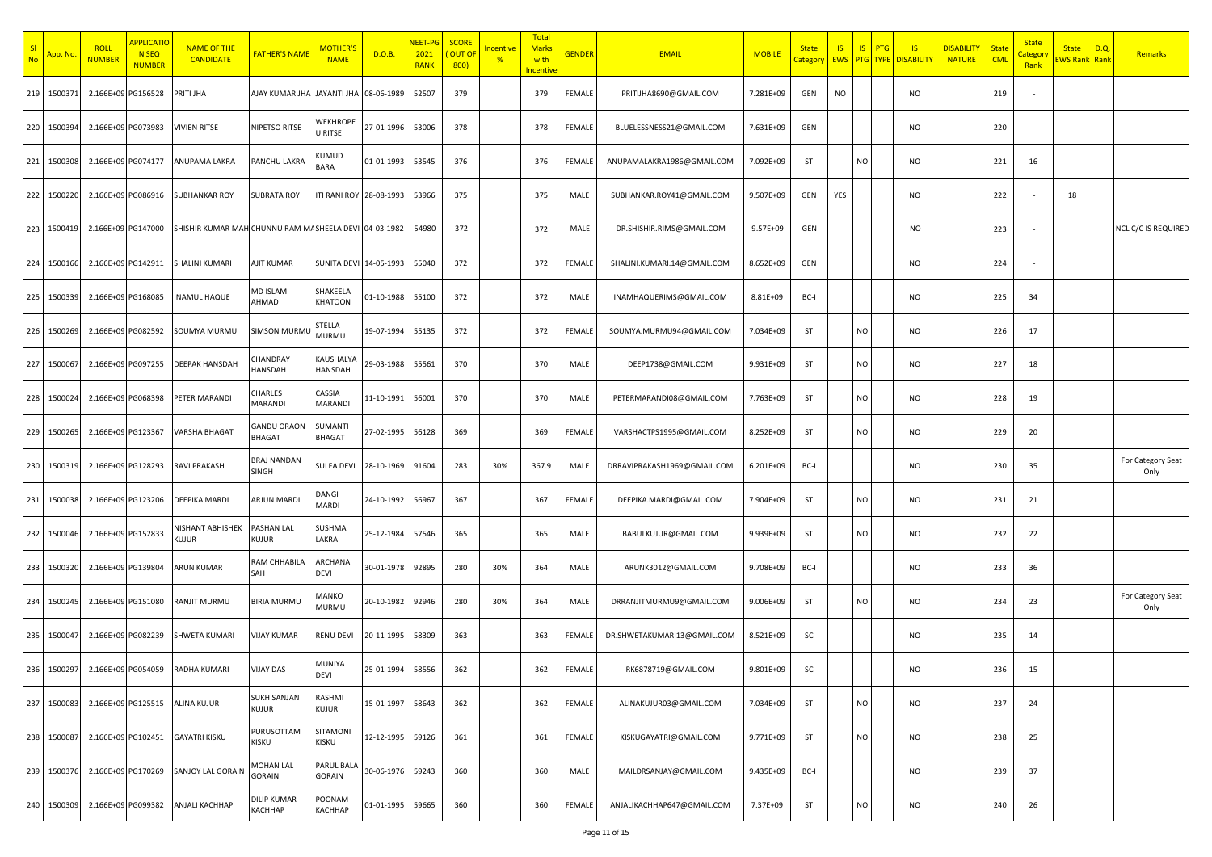| Sl No | App. No. | ROLL NUMBER | APPLICATION SEQ NUMBER | NAME OF THE CANDIDATE | FATHER'S NAME | MOTHER'S NAME | D.O.B. | NEET-PG 2021 RANK | SCORE ( OUT OF 800) | Incentive % | Total Marks with Incentive | GENDER | EMAIL | MOBILE | State Category | IS EWS | IS PTG | PTG TYPE | IS DISABILITY | DISABILITY NATURE | State CML | State Category Rank | State EWS Rank | D.Q. Rank | Remarks |
|---|---|---|---|---|---|---|---|---|---|---|---|---|---|---|---|---|---|---|---|---|---|---|---|---|---|
| 219 | 1500371 | 2.166E+09 | PG156528 | PRITI JHA | AJAY KUMAR JHA | JAYANTI JHA | 08-06-1989 | 52507 | 379 | | 379 | FEMALE | PRITIJHA8690@GMAIL.COM | 7.281E+09 | GEN | NO | | | NO | | 219 | - | | | |
| 220 | 1500394 | 2.166E+09 | PG073983 | VIVIEN RITSE | NIPETSO RITSE | WEKHROPE U RITSE | 27-01-1996 | 53006 | 378 | | 378 | FEMALE | BLUELESSNESS21@GMAIL.COM | 7.631E+09 | GEN | | | | NO | | 220 | - | | | |
| 221 | 1500308 | 2.166E+09 | PG074177 | ANUPAMA LAKRA | PANCHU LAKRA | KUMUD BARA | 01-01-1993 | 53545 | 376 | | 376 | FEMALE | ANUPAMALAKRA1986@GMAIL.COM | 7.092E+09 | ST | | NO | | NO | | 221 | 16 | | | |
| 222 | 1500220 | 2.166E+09 | PG086916 | SUBHANKAR ROY | SUBRATA ROY | ITI RANI ROY | 28-08-1993 | 53966 | 375 | | 375 | MALE | SUBHANKAR.ROY41@GMAIL.COM | 9.507E+09 | GEN | YES | | | NO | | 222 | - | 18 | | |
| 223 | 1500419 | 2.166E+09 | PG147000 | SHISHIR KUMAR MAH | CHUNNU RAM MA | SHEELA DEVI | 04-03-1982 | 54980 | 372 | | 372 | MALE | DR.SHISHIR.RIMS@GMAIL.COM | 9.57E+09 | GEN | | | | NO | | 223 | - | | | NCL C/C IS REQUIRED |
| 224 | 1500166 | 2.166E+09 | PG142911 | SHALINI KUMARI | AJIT KUMAR | SUNITA DEVI | 14-05-1993 | 55040 | 372 | | 372 | FEMALE | SHALINI.KUMARI.14@GMAIL.COM | 8.652E+09 | GEN | | | | NO | | 224 | - | | | |
| 225 | 1500339 | 2.166E+09 | PG168085 | INAMUL HAQUE | MD ISLAM AHMAD | SHAKEELA KHATOON | 01-10-1988 | 55100 | 372 | | 372 | MALE | INAMHAQUERIMS@GMAIL.COM | 8.81E+09 | BC-I | | | | NO | | 225 | 34 | | | |
| 226 | 1500269 | 2.166E+09 | PG082592 | SOUMYA MURMU | SIMSON MURMU | STELLA MURMU | 19-07-1994 | 55135 | 372 | | 372 | FEMALE | SOUMYA.MURMU94@GMAIL.COM | 7.034E+09 | ST | | NO | | NO | | 226 | 17 | | | |
| 227 | 1500067 | 2.166E+09 | PG097255 | DEEPAK HANSDAH | CHANDRAY HANSDAH | KAUSHALYA HANSDAH | 29-03-1988 | 55561 | 370 | | 370 | MALE | DEEP1738@GMAIL.COM | 9.931E+09 | ST | | NO | | NO | | 227 | 18 | | | |
| 228 | 1500024 | 2.166E+09 | PG068398 | PETER MARANDI | CHARLES MARANDI | CASSIA MARANDI | 11-10-1991 | 56001 | 370 | | 370 | MALE | PETERMARANDI08@GMAIL.COM | 7.763E+09 | ST | | NO | | NO | | 228 | 19 | | | |
| 229 | 1500265 | 2.166E+09 | PG123367 | VARSHA BHAGAT | GANDU ORAON BHAGAT | SUMANTI BHAGAT | 27-02-1995 | 56128 | 369 | | 369 | FEMALE | VARSHACTPS1995@GMAIL.COM | 8.252E+09 | ST | | NO | | NO | | 229 | 20 | | | |
| 230 | 1500319 | 2.166E+09 | PG128293 | RAVI PRAKASH | BRAJ NANDAN SINGH | SULFA DEVI | 28-10-1969 | 91604 | 283 | 30% | 367.9 | MALE | DRRAVIPRAKASH1969@GMAIL.COM | 6.201E+09 | BC-I | | | | NO | | 230 | 35 | | | For Category Seat Only |
| 231 | 1500038 | 2.166E+09 | PG123206 | DEEPIKA MARDI | ARJUN MARDI | DANGI MARDI | 24-10-1992 | 56967 | 367 | | 367 | FEMALE | DEEPIKA.MARDI@GMAIL.COM | 7.904E+09 | ST | | NO | | NO | | 231 | 21 | | | |
| 232 | 1500046 | 2.166E+09 | PG152833 | NISHANT ABHISHEK KUJUR | PASHAN LAL KUJUR | SUSHMA LAKRA | 25-12-1984 | 57546 | 365 | | 365 | MALE | BABULKUJUR@GMAIL.COM | 9.939E+09 | ST | | NO | | NO | | 232 | 22 | | | |
| 233 | 1500320 | 2.166E+09 | PG139804 | ARUN KUMAR | RAM CHHABILA SAH | ARCHANA DEVI | 30-01-1978 | 92895 | 280 | 30% | 364 | MALE | ARUNK3012@GMAIL.COM | 9.708E+09 | BC-I | | | | NO | | 233 | 36 | | | |
| 234 | 1500245 | 2.166E+09 | PG151080 | RANJIT MURMU | BIRIA MURMU | MANKO MURMU | 20-10-1982 | 92946 | 280 | 30% | 364 | MALE | DRRANJITMURMU9@GMAIL.COM | 9.006E+09 | ST | | NO | | NO | | 234 | 23 | | | For Category Seat Only |
| 235 | 1500047 | 2.166E+09 | PG082239 | SHWETA KUMARI | VIJAY KUMAR | RENU DEVI | 20-11-1995 | 58309 | 363 | | 363 | FEMALE | DR.SHWETAKUMARI13@GMAIL.COM | 8.521E+09 | SC | | | | NO | | 235 | 14 | | | |
| 236 | 1500297 | 2.166E+09 | PG054059 | RADHA KUMARI | VIJAY DAS | MUNIYA DEVI | 25-01-1994 | 58556 | 362 | | 362 | FEMALE | RK6878719@GMAIL.COM | 9.801E+09 | SC | | | | NO | | 236 | 15 | | | |
| 237 | 1500083 | 2.166E+09 | PG125515 | ALINA KUJUR | SUKH SANJAN KUJUR | RASHMI KUJUR | 15-01-1997 | 58643 | 362 | | 362 | FEMALE | ALINAKUJUR03@GMAIL.COM | 7.034E+09 | ST | | NO | | NO | | 237 | 24 | | | |
| 238 | 1500087 | 2.166E+09 | PG102451 | GAYATRI KISKU | PURUSOTTAM KISKU | SITAMONI KISKU | 12-12-1995 | 59126 | 361 | | 361 | FEMALE | KISKUGAYATRI@GMAIL.COM | 9.771E+09 | ST | | NO | | NO | | 238 | 25 | | | |
| 239 | 1500376 | 2.166E+09 | PG170269 | SANJOY LAL GORAIN | MOHAN LAL GORAIN | PARUL BALA GORAIN | 30-06-1976 | 59243 | 360 | | 360 | MALE | MAILDRSANJAY@GMAIL.COM | 9.435E+09 | BC-I | | | | NO | | 239 | 37 | | | |
| 240 | 1500309 | 2.166E+09 | PG099382 | ANJALI KACHHAP | DILIP KUMAR KACHHAP | POONAM KACHHAP | 01-01-1995 | 59665 | 360 | | 360 | FEMALE | ANJALIKACHHAP647@GMAIL.COM | 7.37E+09 | ST | | NO | | NO | | 240 | 26 | | | |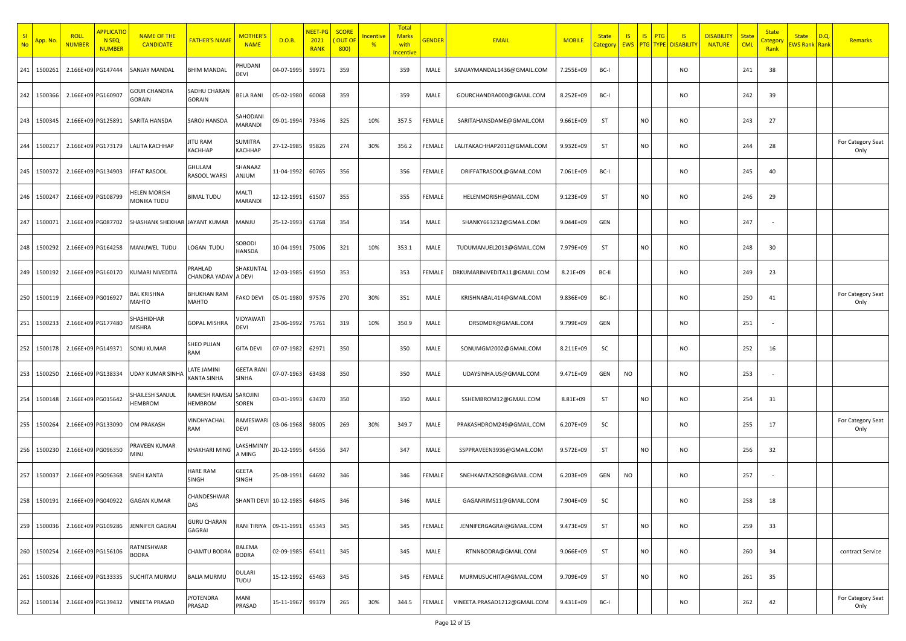| Sl No | App. No. | ROLL NUMBER | APPLICATION SEQ NUMBER | NAME OF THE CANDIDATE | FATHER'S NAME | MOTHER'S NAME | D.O.B. | NEET-PG 2021 RANK | SCORE ( OUT OF 800) | Incentive % | Total Marks with Incentive | GENDER | EMAIL | MOBILE | State Category | IS EWS | IS PTG | PTG TYPE | IS DISABILITY | DISABILITY NATURE | State CML | State Category Rank | State EWS Rank | D.Q. Rank | Remarks |
|---|---|---|---|---|---|---|---|---|---|---|---|---|---|---|---|---|---|---|---|---|---|---|---|---|---|
| 241 | 1500261 | 2.166E+09 | PG147444 | SANJAY MANDAL | BHIM MANDAL | PHUDANI DEVI | 04-07-1995 | 59971 | 359 | | 359 | MALE | SANJAYMANDAL1436@GMAIL.COM | 7.255E+09 | BC-I | | | | NO | | 241 | 38 | | | |
| 242 | 1500366 | 2.166E+09 | PG160907 | GOUR CHANDRA GORAIN | SADHU CHARAN GORAIN | BELA RANI | 05-02-1980 | 60068 | 359 | | 359 | MALE | GOURCHANDRA000@GMAIL.COM | 8.252E+09 | BC-I | | | | NO | | 242 | 39 | | | |
| 243 | 1500345 | 2.166E+09 | PG125891 | SARITA HANSDA | SAROJ HANSDA | SAHODANI MARANDI | 09-01-1994 | 73346 | 325 | 10% | 357.5 | FEMALE | SARITAHANSDAME@GMAIL.COM | 9.661E+09 | ST | | NO | | NO | | 243 | 27 | | | |
| 244 | 1500217 | 2.166E+09 | PG173179 | LALITA KACHHAP | JITU RAM KACHHAP | SUMITRA KACHHAP | 27-12-1985 | 95826 | 274 | 30% | 356.2 | FEMALE | LALITAKACHHAP2011@GMAIL.COM | 9.932E+09 | ST | | NO | | NO | | 244 | 28 | | | For Category Seat Only |
| 245 | 1500372 | 2.166E+09 | PG134903 | IFFAT RASOOL | GHULAM RASOOL WARSI | SHANAAZ ANJUM | 11-04-1992 | 60765 | 356 | | 356 | FEMALE | DRIFFATRASOOL@GMAIL.COM | 7.061E+09 | BC-I | | | | NO | | 245 | 40 | | | |
| 246 | 1500247 | 2.166E+09 | PG108799 | HELEN MORISH MONIKA TUDU | BIMAL TUDU | MALTI MARANDI | 12-12-1991 | 61507 | 355 | | 355 | FEMALE | HELENMORISH@GMAIL.COM | 9.123E+09 | ST | | NO | | NO | | 246 | 29 | | | |
| 247 | 1500071 | 2.166E+09 | PG087702 | SHASHANK SHEKHAR | JAYANT KUMAR | MANJU | 25-12-1993 | 61768 | 354 | | 354 | MALE | SHANKY663232@GMAIL.COM | 9.044E+09 | GEN | | | | NO | | 247 | - | | | |
| 248 | 1500292 | 2.166E+09 | PG164258 | MANUWEL TUDU | LOGAN TUDU | SOBODI HANSDA | 10-04-1991 | 75006 | 321 | 10% | 353.1 | MALE | TUDUMANUEL2013@GMAIL.COM | 7.979E+09 | ST | | NO | | NO | | 248 | 30 | | | |
| 249 | 1500192 | 2.166E+09 | PG160170 | KUMARI NIVEDITA | PRAHLAD CHANDRA YADAV | SHAKUNTALA DEVI | 12-03-1985 | 61950 | 353 | | 353 | FEMALE | DRKUMARINIVEDITA11@GMAIL.COM | 8.21E+09 | BC-II | | | | NO | | 249 | 23 | | | |
| 250 | 1500119 | 2.166E+09 | PG016927 | BAL KRISHNA MAHTO | BHUKHAN RAM MAHTO | FAKO DEVI | 05-01-1980 | 97576 | 270 | 30% | 351 | MALE | KRISHNABAL414@GMAIL.COM | 9.836E+09 | BC-I | | | | NO | | 250 | 41 | | | For Category Seat Only |
| 251 | 1500233 | 2.166E+09 | PG177480 | SHASHIDHAR MISHRA | GOPAL MISHRA | VIDYAWATI DEVI | 23-06-1992 | 75761 | 319 | 10% | 350.9 | MALE | DRSDMDR@GMAIL.COM | 9.799E+09 | GEN | | | | NO | | 251 | - | | | |
| 252 | 1500178 | 2.166E+09 | PG149371 | SONU KUMAR | SHEO PUJAN RAM | GITA DEVI | 07-07-1982 | 62971 | 350 | | 350 | MALE | SONUMGM2002@GMAIL.COM | 8.211E+09 | SC | | | | NO | | 252 | 16 | | | |
| 253 | 1500250 | 2.166E+09 | PG138334 | UDAY KUMAR SINHA | LATE JAMINI KANTA SINHA | GEETA RANI SINHA | 07-07-1963 | 63438 | 350 | | 350 | MALE | UDAYSINHA.US@GMAIL.COM | 9.471E+09 | GEN | NO | | | NO | | 253 | - | | | |
| 254 | 1500148 | 2.166E+09 | PG015642 | SHAILESH SANJUL HEMBROM | RAMESH RAMSAI HEMBROM | SAROJINI SOREN | 03-01-1993 | 63470 | 350 | | 350 | MALE | SSHEMBROM12@GMAIL.COM | 8.81E+09 | ST | | NO | | NO | | 254 | 31 | | | |
| 255 | 1500264 | 2.166E+09 | PG133090 | OM PRAKASH | VINDHYACHAL RAM | RAMESWARI DEVI | 03-06-1968 | 98005 | 269 | 30% | 349.7 | MALE | PRAKASHDROM249@GMAIL.COM | 6.207E+09 | SC | | | | NO | | 255 | 17 | | | For Category Seat Only |
| 256 | 1500230 | 2.166E+09 | PG096350 | PRAVEEN KUMAR MINJ | KHAKHARI MING | LAKSHMINIYA MING | 20-12-1995 | 64556 | 347 | | 347 | MALE | SSPPRAVEEN3936@GMAIL.COM | 9.572E+09 | ST | | NO | | NO | | 256 | 32 | | | |
| 257 | 1500037 | 2.166E+09 | PG096368 | SNEH KANTA | HARE RAM SINGH | GEETA SINGH | 25-08-1991 | 64692 | 346 | | 346 | FEMALE | SNEHKANTA2508@GMAIL.COM | 6.203E+09 | GEN | NO | | | NO | | 257 | - | | | |
| 258 | 1500191 | 2.166E+09 | PG040922 | GAGAN KUMAR | CHANDESHWAR DAS | SHANTI DEVI | 10-12-1985 | 64845 | 346 | | 346 | MALE | GAGANRIMS11@GMAIL.COM | 7.904E+09 | SC | | | | NO | | 258 | 18 | | | |
| 259 | 1500036 | 2.166E+09 | PG109286 | JENNIFER GAGRAI | GURU CHARAN GAGRAI | RANI TIRIYA | 09-11-1991 | 65343 | 345 | | 345 | FEMALE | JENNIFERGAGRAI@GMAIL.COM | 9.473E+09 | ST | | NO | | NO | | 259 | 33 | | | |
| 260 | 1500254 | 2.166E+09 | PG156106 | RATNESHWAR BODRA | CHAMTU BODRA | BALEMA BODRA | 02-09-1985 | 65411 | 345 | | 345 | MALE | RTNNBODRA@GMAIL.COM | 9.066E+09 | ST | | NO | | NO | | 260 | 34 | | | contract Service |
| 261 | 1500326 | 2.166E+09 | PG133335 | SUCHITA MURMU | BALIA MURMU | DULARI TUDU | 15-12-1992 | 65463 | 345 | | 345 | FEMALE | MURMUSUCHITA@GMAIL.COM | 9.709E+09 | ST | | NO | | NO | | 261 | 35 | | | |
| 262 | 1500134 | 2.166E+09 | PG139432 | VINEETA PRASAD | JYOTENDRA PRASAD | MANI PRASAD | 15-11-1967 | 99379 | 265 | 30% | 344.5 | FEMALE | VINEETA.PRASAD1212@GMAIL.COM | 9.431E+09 | BC-I | | | | NO | | 262 | 42 | | | For Category Seat Only |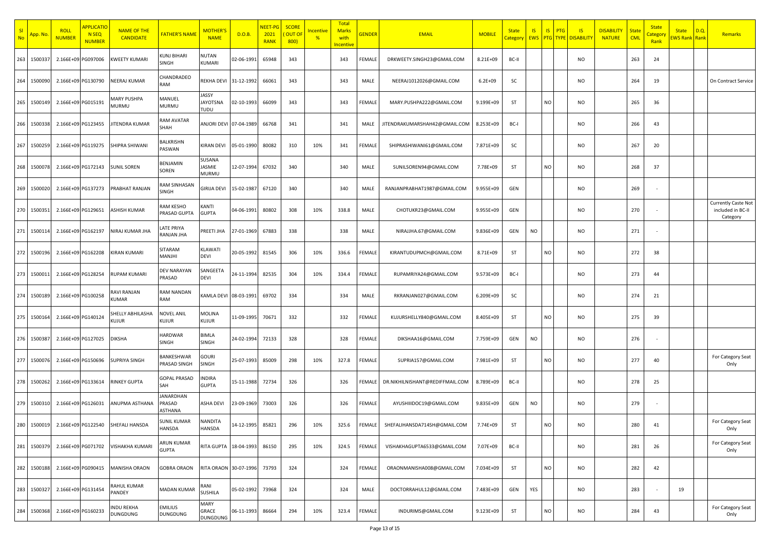| Sl No | App. No. | ROLL NUMBER | APPLICATION SEQ NUMBER | NAME OF THE CANDIDATE | FATHER'S NAME | MOTHER'S NAME | D.O.B. | NEET-PG 2021 RANK | SCORE ( OUT OF 800) | Incentive % | Total Marks with Incentive | GENDER | EMAIL | MOBILE | State Category | IS EWS | IS PTG | PTG TYPE | IS DISABILITY | DISABILITY NATURE | State CML | State Category Rank | State EWS Rank | D.Q. Rank | Remarks |
|---|---|---|---|---|---|---|---|---|---|---|---|---|---|---|---|---|---|---|---|---|---|---|---|---|---|
| 263 | 1500337 | 2.166E+09 | PG097006 | KWEETY KUMARI | KUNJ BIHARI SINGH | NUTAN KUMARI | 02-06-1991 | 65948 | 343 | | 343 | FEMALE | DRKWEETY.SINGH23@GMAIL.COM | 8.21E+09 | BC-II | | | | NO | | 263 | 24 | | | |
| 264 | 1500090 | 2.166E+09 | PG130790 | NEERAJ KUMAR | CHANDRADEO RAM | REKHA DEVI | 31-12-1992 | 66061 | 343 | | 343 | MALE | NEERAJ1012026@GMAIL.COM | 6.2E+09 | SC | | | | NO | | 264 | 19 | | | On Contract Service |
| 265 | 1500149 | 2.166E+09 | PG015191 | MARY PUSHPA MURMU | MANUEL MURMU | JASSY JAYOTSNA TUDU | 02-10-1993 | 66099 | 343 | | 343 | FEMALE | MARY.PUSHPA222@GMAIL.COM | 9.199E+09 | ST | | NO | | NO | | 265 | 36 | | | |
| 266 | 1500338 | 2.166E+09 | PG123455 | JITENDRA KUMAR | RAM AVATAR SHAH | ANJORI DEVI | 07-04-1989 | 66768 | 341 | | 341 | MALE | JITENDRAKUMARSHAH42@GMAIL.COM | 8.253E+09 | BC-I | | | | NO | | 266 | 43 | | | |
| 267 | 1500259 | 2.166E+09 | PG119275 | SHIPRA SHIWANI | BALKRISHN PASWAN | KIRAN DEVI | 05-01-1990 | 80082 | 310 | 10% | 341 | FEMALE | SHIPRASHIWANI61@GMAIL.COM | 7.871E+09 | SC | | | | NO | | 267 | 20 | | | |
| 268 | 1500078 | 2.166E+09 | PG172143 | SUNIL SOREN | BENJAMIN SOREN | SUSANA JASMIE MURMU | 12-07-1994 | 67032 | 340 | | 340 | MALE | SUNILSOREN94@GMAIL.COM | 7.78E+09 | ST | | NO | | NO | | 268 | 37 | | | |
| 269 | 1500020 | 2.166E+09 | PG137273 | PRABHAT RANJAN | RAM SINHASAN SINGH | GIRIJA DEVI | 15-02-1987 | 67120 | 340 | | 340 | MALE | RANJANPRABHAT1987@GMAIL.COM | 9.955E+09 | GEN | | | | NO | | 269 | - | | | |
| 270 | 1500351 | 2.166E+09 | PG129651 | ASHISH KUMAR | RAM KESHO PRASAD GUPTA | KANTI GUPTA | 04-06-1991 | 80802 | 308 | 10% | 338.8 | MALE | CHOTUKR23@GMAIL.COM | 9.955E+09 | GEN | | | | NO | | 270 | - | | | Currently Caste Not included in BC-II Category |
| 271 | 1500114 | 2.166E+09 | PG162197 | NIRAJ KUMAR JHA | LATE PRIYA RANJAN JHA | PREETI JHA | 27-01-1969 | 67883 | 338 | | 338 | MALE | NIRAJJHA.67@GMAIL.COM | 9.836E+09 | GEN | NO | | | NO | | 271 | - | | | |
| 272 | 1500196 | 2.166E+09 | PG162208 | KIRAN KUMARI | SITARAM MANJHI | KLAWATI DEVI | 20-05-1992 | 81545 | 306 | 10% | 336.6 | FEMALE | KIRANTUDUPMCH@GMAIL.COM | 8.71E+09 | ST | | NO | | NO | | 272 | 38 | | | |
| 273 | 1500011 | 2.166E+09 | PG128254 | RUPAM KUMARI | DEV NARAYAN PRASAD | SANGEETA DEVI | 24-11-1994 | 82535 | 304 | 10% | 334.4 | FEMALE | RUPAMRIYA24@GMAIL.COM | 9.573E+09 | BC-I | | | | NO | | 273 | 44 | | | |
| 274 | 1500189 | 2.166E+09 | PG100258 | RAVI RANJAN KUMAR | RAM NANDAN RAM | KAMLA DEVI | 08-03-1991 | 69702 | 334 | | 334 | MALE | RKRANJAN027@GMAIL.COM | 6.209E+09 | SC | | | | NO | | 274 | 21 | | | |
| 275 | 1500164 | 2.166E+09 | PG140124 | SHELLY ABHILASHA KUJUR | NOVEL ANIL KUJUR | MOLINA KUJUR | 11-09-1995 | 70671 | 332 | | 332 | FEMALE | KUJURSHELLY840@GMAIL.COM | 8.405E+09 | ST | | NO | | NO | | 275 | 39 | | | |
| 276 | 1500387 | 2.166E+09 | PG127025 | DIKSHA | HARDWAR SINGH | BIMLA SINGH | 24-02-1994 | 72133 | 328 | | 328 | FEMALE | DIKSHAA16@GMAIL.COM | 7.759E+09 | GEN | NO | | | NO | | 276 | - | | | |
| 277 | 1500076 | 2.166E+09 | PG150696 | SUPRIYA SINGH | BANKESHWAR PRASAD SINGH | GOURI SINGH | 25-07-1993 | 85009 | 298 | 10% | 327.8 | FEMALE | SUPRIA157@GMAIL.COM | 7.981E+09 | ST | | NO | | NO | | 277 | 40 | | | For Category Seat Only |
| 278 | 1500262 | 2.166E+09 | PG133614 | RINKEY GUPTA | GOPAL PRASAD SAH | INDIRA GUPTA | 15-11-1988 | 72734 | 326 | | 326 | FEMALE | DR.NIKHILNISHANT@REDIFFMAIL.COM | 8.789E+09 | BC-II | | | | NO | | 278 | 25 | | | |
| 279 | 1500310 | 2.166E+09 | PG126031 | ANUPMA ASTHANA | JANARDHAN PRASAD ASTHANA | ASHA DEVI | 23-09-1969 | 73003 | 326 | | 326 | FEMALE | AYUSHIIIDOC19@GMAIL.COM | 9.835E+09 | GEN | NO | | | NO | | 279 | - | | | |
| 280 | 1500019 | 2.166E+09 | PG122540 | SHEFALI HANSDA | SUNIL KUMAR HANSDA | NANDITA HANSDA | 14-12-1995 | 85821 | 296 | 10% | 325.6 | FEMALE | SHEFALIHANSDA714SH@GMAIL.COM | 7.74E+09 | ST | | NO | | NO | | 280 | 41 | | | For Category Seat Only |
| 281 | 1500379 | 2.166E+09 | PG071702 | VISHAKHA KUMARI | ARUN KUMAR GUPTA | RITA GUPTA | 18-04-1993 | 86150 | 295 | 10% | 324.5 | FEMALE | VISHAKHAGUPTA6533@GMAIL.COM | 7.07E+09 | BC-II | | | | NO | | 281 | 26 | | | For Category Seat Only |
| 282 | 1500188 | 2.166E+09 | PG090415 | MANISHA ORAON | GOBRA ORAON | RITA ORAON | 30-07-1996 | 73793 | 324 | | 324 | FEMALE | ORAONMANISHA008@GMAIL.COM | 7.034E+09 | ST | | NO | | NO | | 282 | 42 | | | |
| 283 | 1500327 | 2.166E+09 | PG131454 | RAHUL KUMAR PANDEY | MADAN KUMAR | RANI SUSHILA | 05-02-1992 | 73968 | 324 | | 324 | MALE | DOCTORRAHUL12@GMAIL.COM | 7.483E+09 | GEN | YES | | | NO | | 283 | - | 19 | | |
| 284 | 1500368 | 2.166E+09 | PG160233 | INDU REKHA DUNGDUNG | EMILIUS DUNGDUNG | MARY GRACE DUNGDUNG | 06-11-1993 | 86664 | 294 | 10% | 323.4 | FEMALE | INDURIMS@GMAIL.COM | 9.123E+09 | ST | | NO | | NO | | 284 | 43 | | | For Category Seat Only |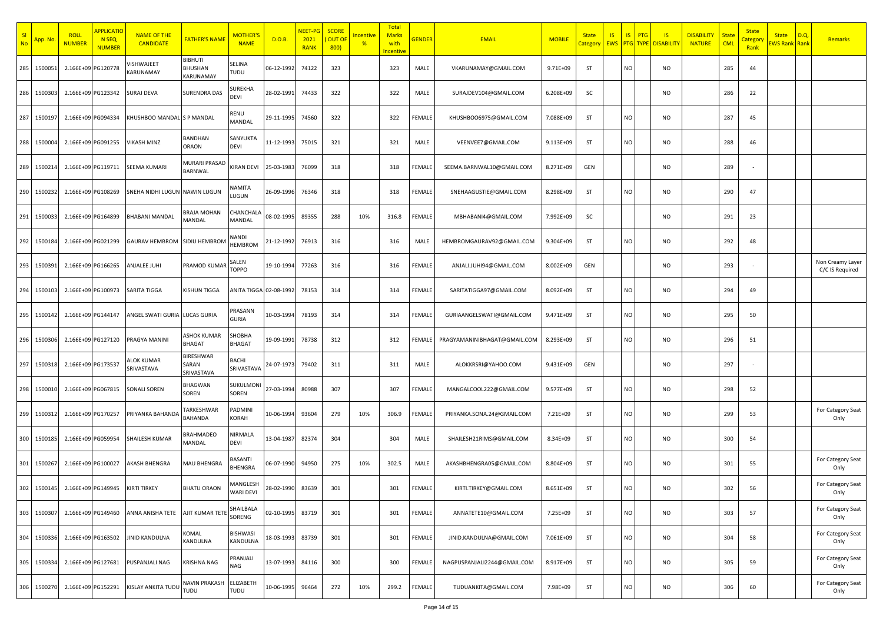| Sl No | App. No. | ROLL NUMBER | APPLICATION SEQ NUMBER | NAME OF THE CANDIDATE | FATHER'S NAME | MOTHER'S NAME | D.O.B. | NEET-PG 2021 RANK | SCORE ( OUT OF 800) | Incentive % | Total Marks with Incentive | GENDER | EMAIL | MOBILE | State Category | IS EWS | IS PTG | PTG TYPE | IS DISABILITY | DISABILITY NATURE | State CML | State Category Rank | State EWS Rank | D.Q. Rank | Remarks |
|---|---|---|---|---|---|---|---|---|---|---|---|---|---|---|---|---|---|---|---|---|---|---|---|---|---|
| 285 | 1500051 | 2.166E+09 | PG120778 | VISHWAJEET KARUNAMAY | BIBHUTI BHUSHAN KARUNAMAY | SELINA TUDU | 06-12-1992 | 74122 | 323 | | 323 | MALE | VKARUNAMAY@GMAIL.COM | 9.71E+09 | ST | | NO | | NO | | 285 | 44 | | | |
| 286 | 1500303 | 2.166E+09 | PG123342 | SURAJ DEVA | SURENDRA DAS | SUREKHA DEVI | 28-02-1991 | 74433 | 322 | | 322 | MALE | SURAJDEV104@GMAIL.COM | 6.208E+09 | SC | | | | NO | | 286 | 22 | | | |
| 287 | 1500197 | 2.166E+09 | PG094334 | KHUSHBOO MANDAL | S P MANDAL | RENU MANDAL | 29-11-1995 | 74560 | 322 | | 322 | FEMALE | KHUSHBOO6975@GMAIL.COM | 7.088E+09 | ST | | NO | | NO | | 287 | 45 | | | |
| 288 | 1500004 | 2.166E+09 | PG091255 | VIKASH MINZ | BANDHAN ORAON | SANYUKTA DEVI | 11-12-1993 | 75015 | 321 | | 321 | MALE | VEENVEE7@GMAIL.COM | 9.113E+09 | ST | | NO | | NO | | 288 | 46 | | | |
| 289 | 1500214 | 2.166E+09 | PG119711 | SEEMA KUMARI | MURARI PRASAD BARNWAL | KIRAN DEVI | 25-03-1983 | 76099 | 318 | | 318 | FEMALE | SEEMA.BARNWAL10@GMAIL.COM | 8.271E+09 | GEN | | | | NO | | 289 | - | | | |
| 290 | 1500232 | 2.166E+09 | PG108269 | SNEHA NIDHI LUGUN | NAWIN LUGUN | NAMITA LUGUN | 26-09-1996 | 76346 | 318 | | 318 | FEMALE | SNEHAAGUSTIE@GMAIL.COM | 8.298E+09 | ST | | NO | | NO | | 290 | 47 | | | |
| 291 | 1500033 | 2.166E+09 | PG164899 | BHABANI MANDAL | BRAJA MOHAN MANDAL | CHANCHALA MANDAL | 08-02-1995 | 89355 | 288 | 10% | 316.8 | FEMALE | MBHABANI4@GMAIL.COM | 7.992E+09 | SC | | | | NO | | 291 | 23 | | | |
| 292 | 1500184 | 2.166E+09 | PG021299 | GAURAV HEMBROM | SIDIU HEMBROM | NANDI HEMBROM | 21-12-1992 | 76913 | 316 | | 316 | MALE | HEMBROMGAURAV92@GMAIL.COM | 9.304E+09 | ST | | NO | | NO | | 292 | 48 | | | |
| 293 | 1500391 | 2.166E+09 | PG166265 | ANJALEE JUHI | PRAMOD KUMAR | SALEN TOPPO | 19-10-1994 | 77263 | 316 | | 316 | FEMALE | ANJALI.JUHI94@GMAIL.COM | 8.002E+09 | GEN | | | | NO | | 293 | - | | | Non Creamy Layer C/C IS Required |
| 294 | 1500103 | 2.166E+09 | PG100973 | SARITA TIGGA | KISHUN TIGGA | ANITA TIGGA | 02-08-1992 | 78153 | 314 | | 314 | FEMALE | SARITATIGGA97@GMAIL.COM | 8.092E+09 | ST | | NO | | NO | | 294 | 49 | | | |
| 295 | 1500142 | 2.166E+09 | PG144147 | ANGEL SWATI GURIA | LUCAS GURIA | PRASANN GURIA | 10-03-1994 | 78193 | 314 | | 314 | FEMALE | GURIAANGELSWATI@GMAIL.COM | 9.471E+09 | ST | | NO | | NO | | 295 | 50 | | | |
| 296 | 1500306 | 2.166E+09 | PG127120 | PRAGYA MANINI | ASHOK KUMAR BHAGAT | SHOBHA BHAGAT | 19-09-1991 | 78738 | 312 | | 312 | FEMALE | PRAGYAMANINIBHAGAT@GMAIL.COM | 8.293E+09 | ST | | NO | | NO | | 296 | 51 | | | |
| 297 | 1500318 | 2.166E+09 | PG173537 | ALOK KUMAR SRIVASTAVA | BIRESHWAR SARAN SRIVASTAVA | BACHI SRIVASTAVA | 24-07-1973 | 79402 | 311 | | 311 | MALE | ALOKKRSRI@YAHOO.COM | 9.431E+09 | GEN | | | | NO | | 297 | - | | | |
| 298 | 1500010 | 2.166E+09 | PG067815 | SONALI SOREN | BHAGWAN SOREN | SUKULMONI SOREN | 27-03-1994 | 80988 | 307 | | 307 | FEMALE | MANGALCOOL222@GMAIL.COM | 9.577E+09 | ST | | NO | | NO | | 298 | 52 | | | |
| 299 | 1500312 | 2.166E+09 | PG170257 | PRIYANKA BAHANDA | TARKESHWAR BAHANDA | PADMINI KORAH | 10-06-1994 | 93604 | 279 | 10% | 306.9 | FEMALE | PRIYANKA.SONA.24@GMAIL.COM | 7.21E+09 | ST | | NO | | NO | | 299 | 53 | | | For Category Seat Only |
| 300 | 1500185 | 2.166E+09 | PG059954 | SHAILESH KUMAR | BRAHMADEO MANDAL | NIRMALA DEVI | 13-04-1987 | 82374 | 304 | | 304 | MALE | SHAILESH21RIMS@GMAIL.COM | 8.34E+09 | ST | | NO | | NO | | 300 | 54 | | | |
| 301 | 1500267 | 2.166E+09 | PG100027 | AKASH BHENGRA | MAU BHENGRA | BASANTI BHENGRA | 06-07-1990 | 94950 | 275 | 10% | 302.5 | MALE | AKASHBHENGRA05@GMAIL.COM | 8.804E+09 | ST | | NO | | NO | | 301 | 55 | | | For Category Seat Only |
| 302 | 1500145 | 2.166E+09 | PG149945 | KIRTI TIRKEY | BHATU ORAON | MANGLESH WARI DEVI | 28-02-1990 | 83639 | 301 | | 301 | FEMALE | KIRTI.TIRKEY@GMAIL.COM | 8.651E+09 | ST | | NO | | NO | | 302 | 56 | | | For Category Seat Only |
| 303 | 1500307 | 2.166E+09 | PG149460 | ANNA ANISHA TETE | AJIT KUMAR TETE | SHAILBALA SORENG | 02-10-1995 | 83719 | 301 | | 301 | FEMALE | ANNATETE10@GMAIL.COM | 7.25E+09 | ST | | NO | | NO | | 303 | 57 | | | For Category Seat Only |
| 304 | 1500336 | 2.166E+09 | PG163502 | JINID KANDULNA | KOMAL KANDULNA | BISHWASI KANDULNA | 18-03-1993 | 83739 | 301 | | 301 | FEMALE | JINID.KANDULNA@GMAIL.COM | 7.061E+09 | ST | | NO | | NO | | 304 | 58 | | | For Category Seat Only |
| 305 | 1500334 | 2.166E+09 | PG127681 | PUSPANJALI NAG | KRISHNA NAG | PRANJALI NAG | 13-07-1993 | 84116 | 300 | | 300 | FEMALE | NAGPUSPANJALI2244@GMAIL.COM | 8.917E+09 | ST | | NO | | NO | | 305 | 59 | | | For Category Seat Only |
| 306 | 1500270 | 2.166E+09 | PG152291 | KISLAY ANKITA TUDU | NAVIN PRAKASH TUDU | ELIZABETH TUDU | 10-06-1995 | 96464 | 272 | 10% | 299.2 | FEMALE | TUDUANKITA@GMAIL.COM | 7.98E+09 | ST | | NO | | NO | | 306 | 60 | | | For Category Seat Only |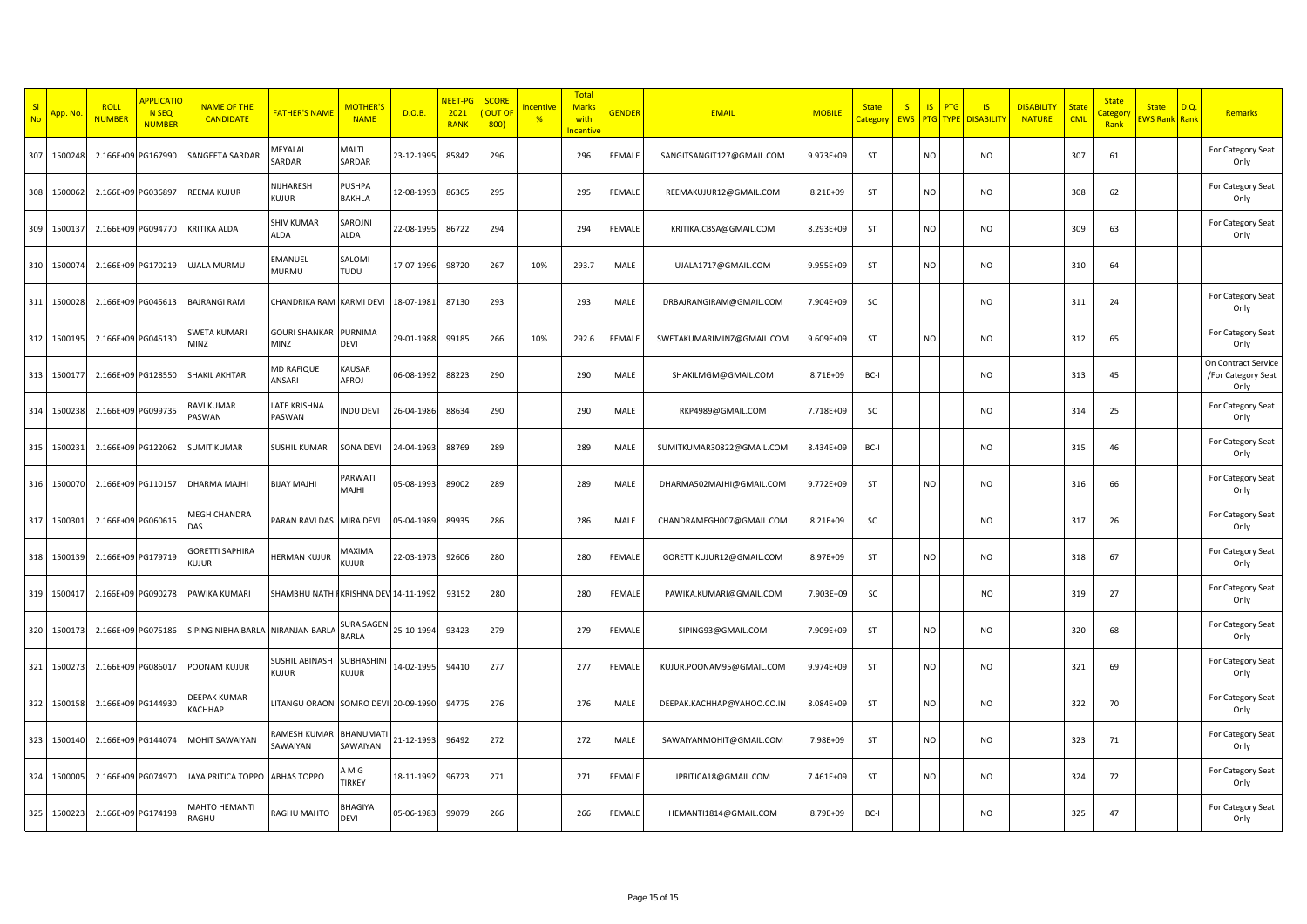| Sl No | App. No. | ROLL NUMBER | APPLICATION SEQ NUMBER | NAME OF THE CANDIDATE | FATHER'S NAME | MOTHER'S NAME | D.O.B. | NEET-PG 2021 RANK | SCORE ( OUT OF 800) | Incentive % | Total Marks with Incentive | GENDER | EMAIL | MOBILE | State Category | IS EWS | IS PTG | PTG TYPE | IS DISABILITY | DISABILITY NATURE | State CML | State Category Rank | State EWS Rank | D.Q. Rank | Remarks |
|---|---|---|---|---|---|---|---|---|---|---|---|---|---|---|---|---|---|---|---|---|---|---|---|---|---|
| 307 | 1500248 | 2.166E+09 | PG167990 | SANGEETA SARDAR | MEYALAL SARDAR | MALTI SARDAR | 23-12-1995 | 85842 | 296 | | 296 | FEMALE | SANGITSANGIT127@GMAIL.COM | 9.973E+09 | ST | | NO | | NO | | 307 | 61 | | | For Category Seat Only |
| 308 | 1500062 | 2.166E+09 | PG036897 | REEMA KUJUR | NIJHARESH KUJUR | PUSHPA BAKHLA | 12-08-1993 | 86365 | 295 | | 295 | FEMALE | REEMAKUJUR12@GMAIL.COM | 8.21E+09 | ST | | NO | | NO | | 308 | 62 | | | For Category Seat Only |
| 309 | 1500137 | 2.166E+09 | PG094770 | KRITIKA ALDA | SHIV KUMAR ALDA | SAROJNI ALDA | 22-08-1995 | 86722 | 294 | | 294 | FEMALE | KRITIKA.CBSA@GMAIL.COM | 8.293E+09 | ST | | NO | | NO | | 309 | 63 | | | For Category Seat Only |
| 310 | 1500074 | 2.166E+09 | PG170219 | UJALA MURMU | EMANUEL MURMU | SALOMI TUDU | 17-07-1996 | 98720 | 267 | 10% | 293.7 | MALE | UJALA1717@GMAIL.COM | 9.955E+09 | ST | | NO | | NO | | 310 | 64 | | | |
| 311 | 1500028 | 2.166E+09 | PG045613 | BAJRANGI RAM | CHANDRIKA RAM | KARMI DEVI | 18-07-1981 | 87130 | 293 | | 293 | MALE | DRBAJRANGIRAM@GMAIL.COM | 7.904E+09 | SC | | | | NO | | 311 | 24 | | | For Category Seat Only |
| 312 | 1500195 | 2.166E+09 | PG045130 | SWETA KUMARI MINZ | GOURI SHANKAR MINZ | PURNIMA DEVI | 29-01-1988 | 99185 | 266 | 10% | 292.6 | FEMALE | SWETAKUMARIMINZ@GMAIL.COM | 9.609E+09 | ST | | NO | | NO | | 312 | 65 | | | For Category Seat Only |
| 313 | 1500177 | 2.166E+09 | PG128550 | SHAKIL AKHTAR | MD RAFIQUE ANSARI | KAUSAR AFROJ | 06-08-1992 | 88223 | 290 | | 290 | MALE | SHAKILMGM@GMAIL.COM | 8.71E+09 | BC-I | | | | NO | | 313 | 45 | | | On Contract Service /For Category Seat Only |
| 314 | 1500238 | 2.166E+09 | PG099735 | RAVI KUMAR PASWAN | LATE KRISHNA PASWAN | INDU DEVI | 26-04-1986 | 88634 | 290 | | 290 | MALE | RKP4989@GMAIL.COM | 7.718E+09 | SC | | | | NO | | 314 | 25 | | | For Category Seat Only |
| 315 | 1500231 | 2.166E+09 | PG122062 | SUMIT KUMAR | SUSHIL KUMAR | SONA DEVI | 24-04-1993 | 88769 | 289 | | 289 | MALE | SUMITKUMAR30822@GMAIL.COM | 8.434E+09 | BC-I | | | | NO | | 315 | 46 | | | For Category Seat Only |
| 316 | 1500070 | 2.166E+09 | PG110157 | DHARMA MAJHI | BIJAY MAJHI | PARWATI MAJHI | 05-08-1993 | 89002 | 289 | | 289 | MALE | DHARMA502MAJHI@GMAIL.COM | 9.772E+09 | ST | | NO | | NO | | 316 | 66 | | | For Category Seat Only |
| 317 | 1500301 | 2.166E+09 | PG060615 | MEGH CHANDRA DAS | PARAN RAVI DAS | MIRA DEVI | 05-04-1989 | 89935 | 286 | | 286 | MALE | CHANDRAMEGH007@GMAIL.COM | 8.21E+09 | SC | | | | NO | | 317 | 26 | | | For Category Seat Only |
| 318 | 1500139 | 2.166E+09 | PG179719 | GORETTI SAPHIRA KUJUR | HERMAN KUJUR | MAXIMA KUJUR | 22-03-1973 | 92606 | 280 | | 280 | FEMALE | GORETTIKUJUR12@GMAIL.COM | 8.97E+09 | ST | | NO | | NO | | 318 | 67 | | | For Category Seat Only |
| 319 | 1500417 | 2.166E+09 | PG090278 | PAWIKA KUMARI | SHAMBHU NATH I | KRISHNA DEV | 14-11-1992 | 93152 | 280 | | 280 | FEMALE | PAWIKA.KUMARI@GMAIL.COM | 7.903E+09 | SC | | | | NO | | 319 | 27 | | | For Category Seat Only |
| 320 | 1500173 | 2.166E+09 | PG075186 | SIPING NIBHA BARLA | NIRANJAN BARLA | SURA SAGEN BARLA | 25-10-1994 | 93423 | 279 | | 279 | FEMALE | SIPING93@GMAIL.COM | 7.909E+09 | ST | | NO | | NO | | 320 | 68 | | | For Category Seat Only |
| 321 | 1500273 | 2.166E+09 | PG086017 | POONAM KUJUR | SUSHIL ABINASH KUJUR | SUBHASHINI KUJUR | 14-02-1995 | 94410 | 277 | | 277 | FEMALE | KUJUR.POONAM95@GMAIL.COM | 9.974E+09 | ST | | NO | | NO | | 321 | 69 | | | For Category Seat Only |
| 322 | 1500158 | 2.166E+09 | PG144930 | DEEPAK KUMAR KACHHAP | LITANGU ORAON | SOMRO DEVI | 20-09-1990 | 94775 | 276 | | 276 | MALE | DEEPAK.KACHHAP@YAHOO.CO.IN | 8.084E+09 | ST | | NO | | NO | | 322 | 70 | | | For Category Seat Only |
| 323 | 1500140 | 2.166E+09 | PG144074 | MOHIT SAWAIYAN | RAMESH KUMAR SAWAIYAN | BHANUMATI SAWAIYAN | 21-12-1993 | 96492 | 272 | | 272 | MALE | SAWAIYANMOHIT@GMAIL.COM | 7.98E+09 | ST | | NO | | NO | | 323 | 71 | | | For Category Seat Only |
| 324 | 1500005 | 2.166E+09 | PG074970 | JAYA PRITICA TOPPO | ABHAS TOPPO | A M G TIRKEY | 18-11-1992 | 96723 | 271 | | 271 | FEMALE | JPRITICA18@GMAIL.COM | 7.461E+09 | ST | | NO | | NO | | 324 | 72 | | | For Category Seat Only |
| 325 | 1500223 | 2.166E+09 | PG174198 | MAHTO HEMANTI RAGHU | RAGHU MAHTO | BHAGIYA DEVI | 05-06-1983 | 99079 | 266 | | 266 | FEMALE | HEMANTI1814@GMAIL.COM | 8.79E+09 | BC-I | | | | NO | | 325 | 47 | | | For Category Seat Only |